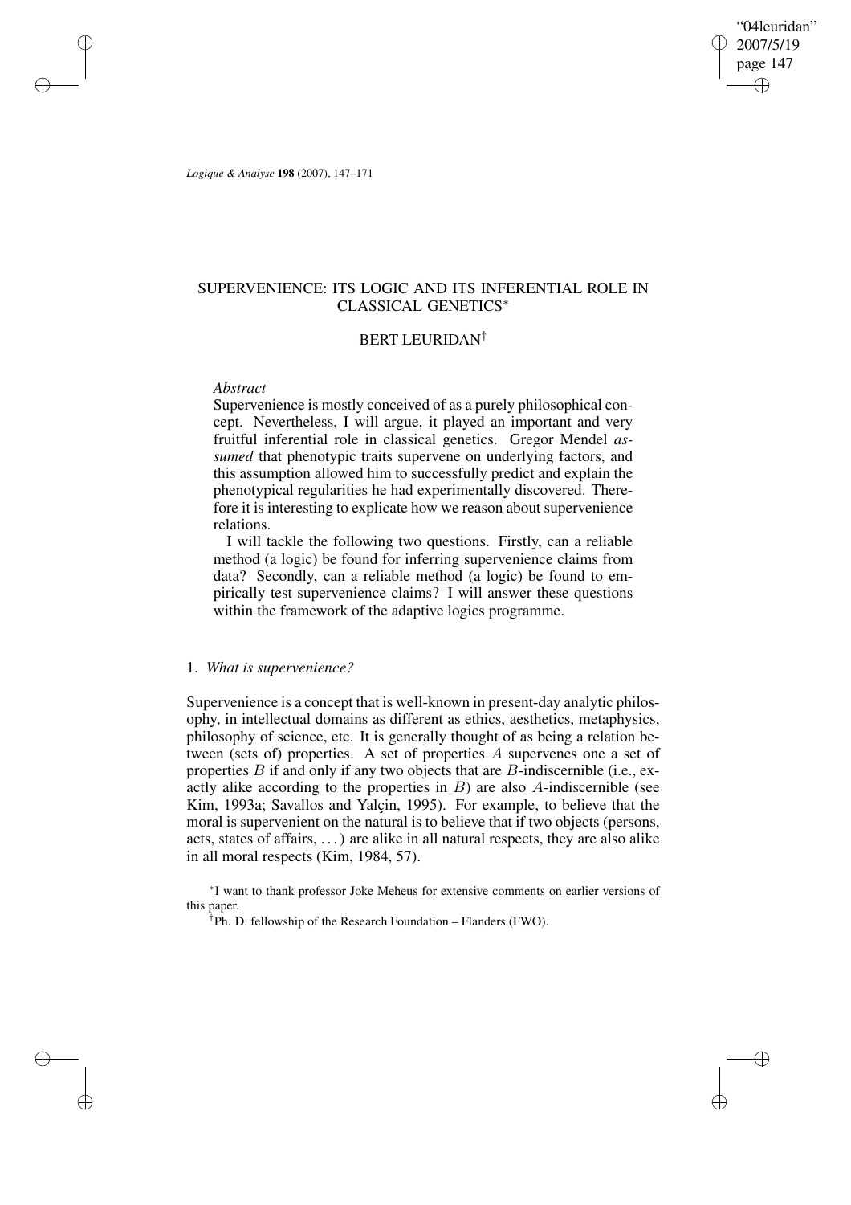*Logique & Analyse* **198** (2007), 147–171

# SUPERVENIENCE: ITS LOGIC AND ITS INFERENTIAL ROLE IN CLASSICAL GENETICS*

## BERT LEURIDAN†

*Abstract*

Supervenience is mostly conceived of as a purely philosophical concept. Nevertheless, I will argue, it played an important and very fruitful inferential role in classical genetics. Gregor Mendel *assumed* that phenotypic traits supervene on underlying factors, and this assumption allowed him to successfully predict and explain the phenotypical regularities he had experimentally discovered. Therefore it is interesting to explicate how we reason about supervenience relations.

I will tackle the following two questions. Firstly, can a reliable method (a logic) be found for inferring supervenience claims from data? Secondly, can a reliable method (a logic) be found to empirically test supervenience claims? I will answer these questions within the framework of the adaptive logics programme.

## 1. *What is supervenience?*

Supervenience is a concept that is well-known in present-day analytic philosophy, in intellectual domains as different as ethics, aesthetics, metaphysics, philosophy of science, etc. It is generally thought of as being a relation between (sets of) properties. A set of properties $A$ supervenes one a set of properties $B$ if and only if any two objects that are $B$-indiscernible (i.e., exactly alike according to the properties in $B$) are also $A$-indiscernible (see Kim, 1993a; Savallos and Yalçin, 1995). For example, to believe that the moral is supervenient on the natural is to believe that if two objects (persons, acts, states of affairs, ...) are alike in all natural respects, they are also alike in all moral respects (Kim, 1984, 57).

*I want to thank professor Joke Meheus for extensive comments on earlier versions of this paper.

†Ph. D. fellowship of the Research Foundation – Flanders (FWO).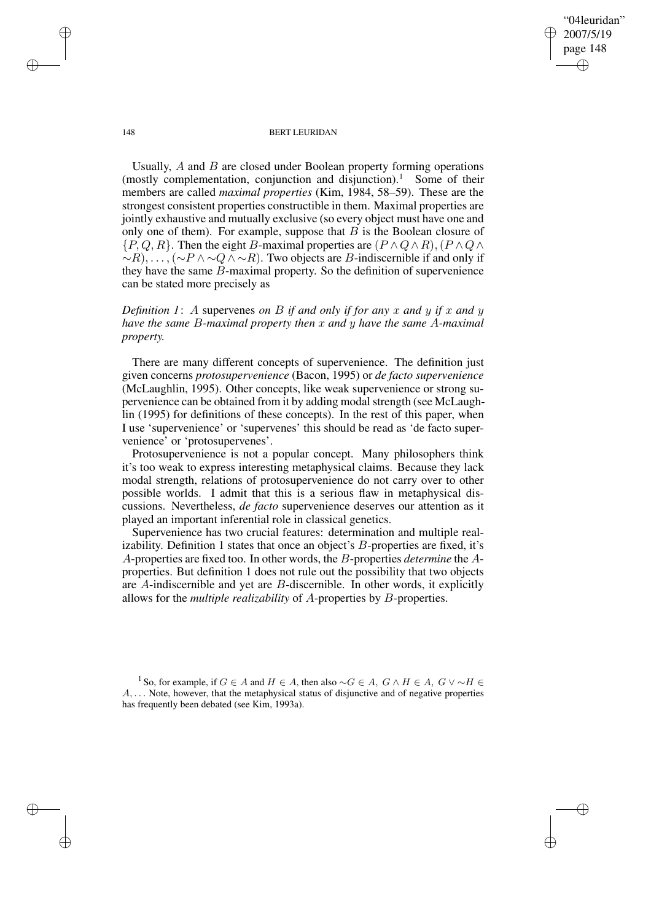Usually, $A$ and $B$ are closed under Boolean property forming operations (mostly complementation, conjunction and disjunction).[1] Some of their members are called *maximal properties* (Kim, 1984, 58–59). These are the strongest consistent properties constructible in them. Maximal properties are jointly exhaustive and mutually exclusive (so every object must have one and only one of them). For example, suppose that $B$ is the Boolean closure of $\{P, Q, R\}$. Then the eight $B$-maximal properties are $(P \wedge Q \wedge R), (P \wedge Q \wedge {\sim}R), \ldots, ({\sim}P \wedge {\sim}Q \wedge {\sim}R)$. Two objects are $B$-indiscernible if and only if they have the same $B$-maximal property. So the definition of supervenience can be stated more precisely as

*Definition 1*: $A$ supervenes *on* $B$ *if and only if for any* $x$ *and* $y$ *if* $x$ *and* $y$ *have the same* $B$*-maximal property then* $x$ *and* $y$ *have the same* $A$*-maximal property.*

There are many different concepts of supervenience. The definition just given concerns *protosupervenience* (Bacon, 1995) or *de facto supervenience* (McLaughlin, 1995). Other concepts, like weak supervenience or strong supervenience can be obtained from it by adding modal strength (see McLaughlin (1995) for definitions of these concepts). In the rest of this paper, when I use 'supervenience' or 'supervenes' this should be read as 'de facto supervenience' or 'protosupervenes'.

Protosupervenience is not a popular concept. Many philosophers think it's too weak to express interesting metaphysical claims. Because they lack modal strength, relations of protosupervenience do not carry over to other possible worlds. I admit that this is a serious flaw in metaphysical discussions. Nevertheless, *de facto* supervenience deserves our attention as it played an important inferential role in classical genetics.

Supervenience has two crucial features: determination and multiple realizability. Definition 1 states that once an object's $B$-properties are fixed, it's $A$-properties are fixed too. In other words, the $B$-properties *determine* the $A$-properties. But definition 1 does not rule out the possibility that two objects are $A$-indiscernible and yet are $B$-discernible. In other words, it explicitly allows for the *multiple realizability* of $A$-properties by $B$-properties.

[1] So, for example, if $G \in A$ and $H \in A$, then also ${\sim}G \in A$, $G \wedge H \in A$, $G \vee {\sim}H \in A, \ldots$ Note, however, that the metaphysical status of disjunctive and of negative properties has frequently been debated (see Kim, 1993a).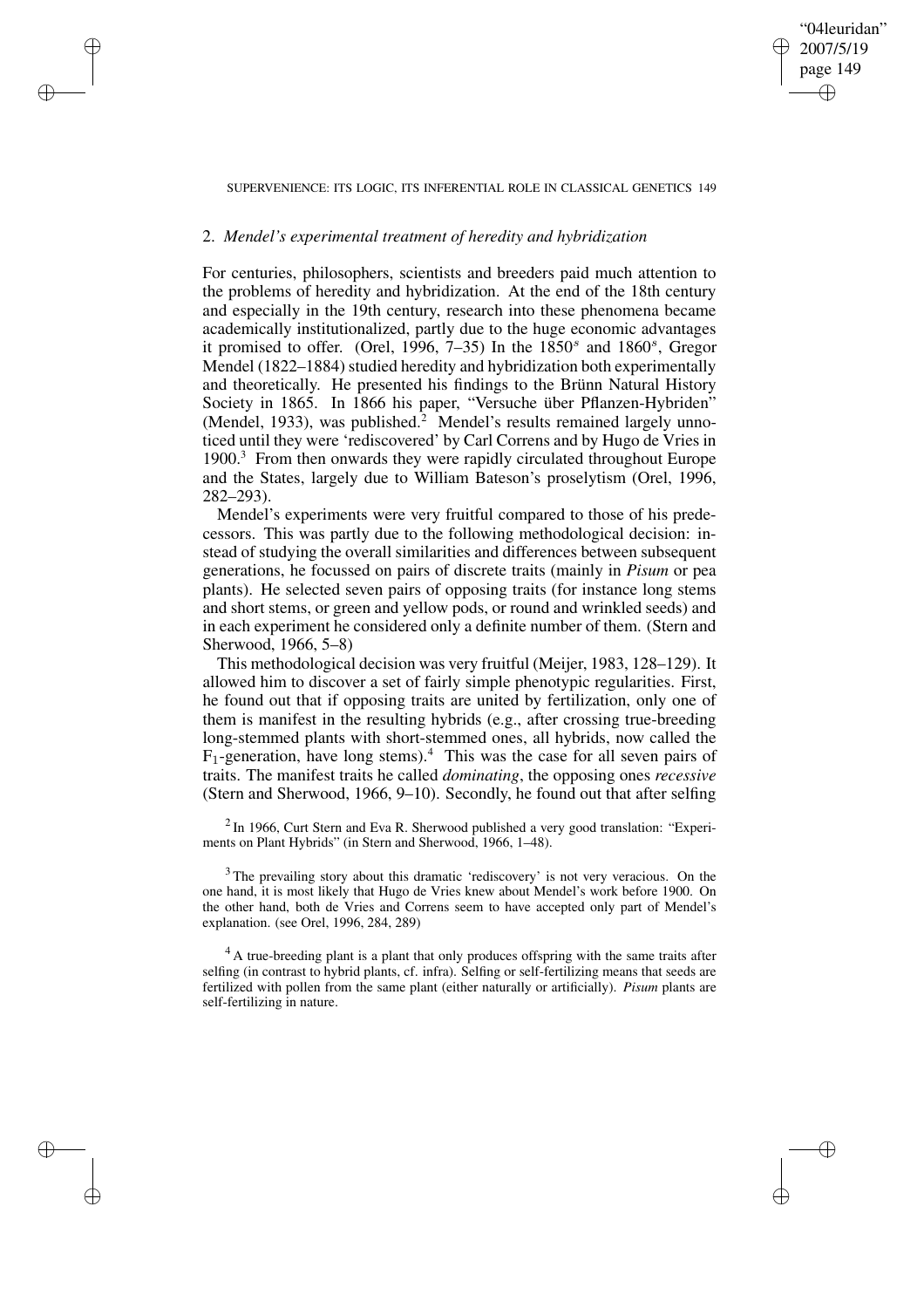## 2. *Mendel's experimental treatment of heredity and hybridization*

For centuries, philosophers, scientists and breeders paid much attention to the problems of heredity and hybridization. At the end of the 18th century and especially in the 19th century, research into these phenomena became academically institutionalized, partly due to the huge economic advantages it promised to offer. (Orel, 1996, 7–35) In the 1850$^s$ and 1860$^s$, Gregor Mendel (1822–1884) studied heredity and hybridization both experimentally and theoretically. He presented his findings to the Brünn Natural History Society in 1865. In 1866 his paper, "Versuche über Pflanzen-Hybriden" (Mendel, 1933), was published.[2] Mendel's results remained largely unnoticed until they were 'rediscovered' by Carl Correns and by Hugo de Vries in 1900.[3] From then onwards they were rapidly circulated throughout Europe and the States, largely due to William Bateson's proselytism (Orel, 1996, 282–293).

Mendel's experiments were very fruitful compared to those of his predecessors. This was partly due to the following methodological decision: instead of studying the overall similarities and differences between subsequent generations, he focussed on pairs of discrete traits (mainly in *Pisum* or pea plants). He selected seven pairs of opposing traits (for instance long stems and short stems, or green and yellow pods, or round and wrinkled seeds) and in each experiment he considered only a definite number of them. (Stern and Sherwood, 1966, 5–8)

This methodological decision was very fruitful (Meijer, 1983, 128–129). It allowed him to discover a set of fairly simple phenotypic regularities. First, he found out that if opposing traits are united by fertilization, only one of them is manifest in the resulting hybrids (e.g., after crossing true-breeding long-stemmed plants with short-stemmed ones, all hybrids, now called the $F_1$-generation, have long stems).[4] This was the case for all seven pairs of traits. The manifest traits he called *dominating*, the opposing ones *recessive* (Stern and Sherwood, 1966, 9–10). Secondly, he found out that after selfing

[2] In 1966, Curt Stern and Eva R. Sherwood published a very good translation: "Experiments on Plant Hybrids" (in Stern and Sherwood, 1966, 1–48).

[3] The prevailing story about this dramatic 'rediscovery' is not very veracious. On the one hand, it is most likely that Hugo de Vries knew about Mendel's work before 1900. On the other hand, both de Vries and Correns seem to have accepted only part of Mendel's explanation. (see Orel, 1996, 284, 289)

[4] A true-breeding plant is a plant that only produces offspring with the same traits after selfing (in contrast to hybrid plants, cf. infra). Selfing or self-fertilizing means that seeds are fertilized with pollen from the same plant (either naturally or artificially). *Pisum* plants are self-fertilizing in nature.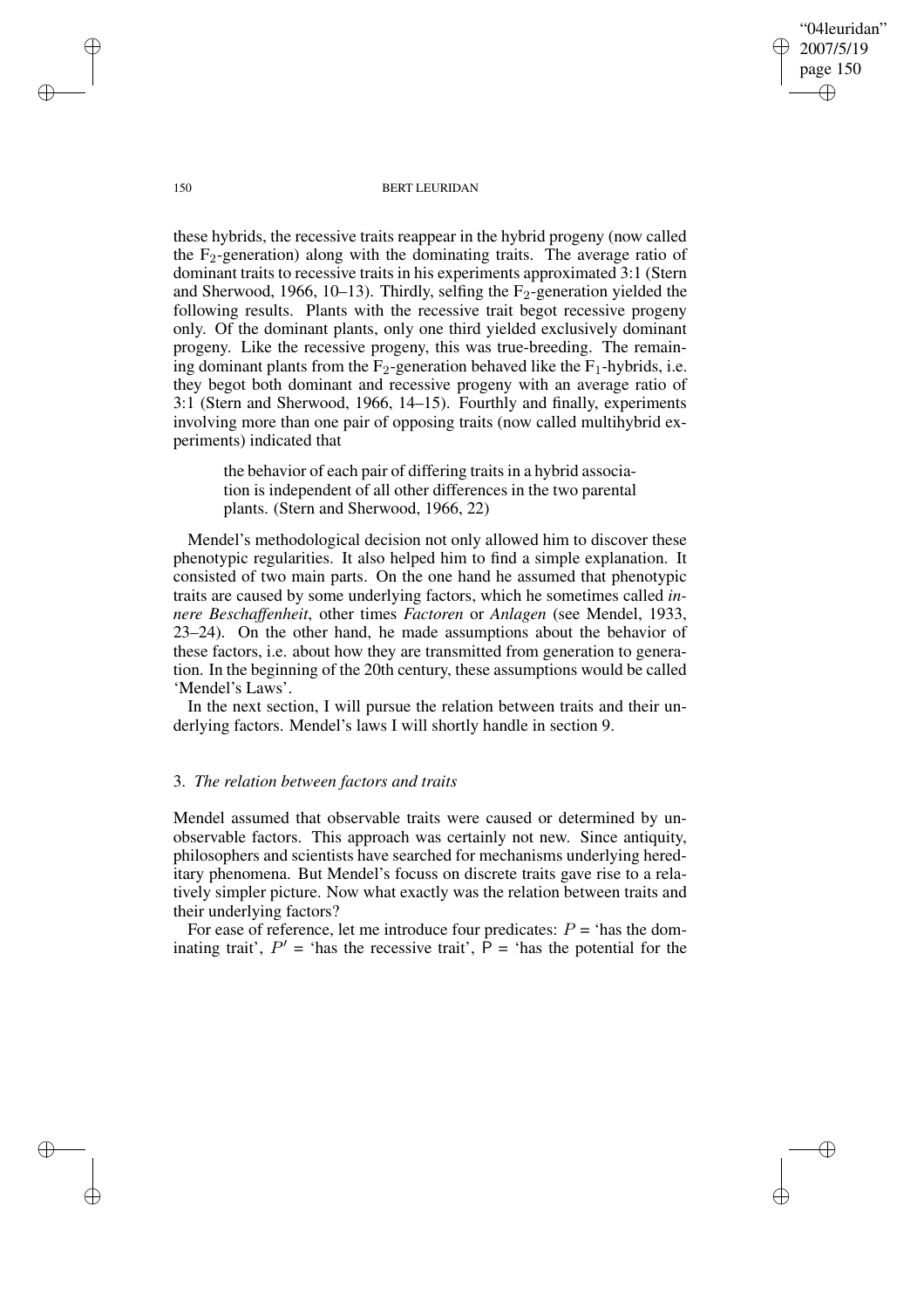these hybrids, the recessive traits reappear in the hybrid progeny (now called the $F_2$-generation) along with the dominating traits. The average ratio of dominant traits to recessive traits in his experiments approximated 3:1 (Stern and Sherwood, 1966, 10–13). Thirdly, selfing the $F_2$-generation yielded the following results. Plants with the recessive trait begot recessive progeny only. Of the dominant plants, only one third yielded exclusively dominant progeny. Like the recessive progeny, this was true-breeding. The remaining dominant plants from the $F_2$-generation behaved like the $F_1$-hybrids, i.e. they begot both dominant and recessive progeny with an average ratio of 3:1 (Stern and Sherwood, 1966, 14–15). Fourthly and finally, experiments involving more than one pair of opposing traits (now called multihybrid experiments) indicated that

> the behavior of each pair of differing traits in a hybrid association is independent of all other differences in the two parental plants. (Stern and Sherwood, 1966, 22)

Mendel's methodological decision not only allowed him to discover these phenotypic regularities. It also helped him to find a simple explanation. It consisted of two main parts. On the one hand he assumed that phenotypic traits are caused by some underlying factors, which he sometimes called *innere Beschaffenheit*, other times *Factoren* or *Anlagen* (see Mendel, 1933, 23–24). On the other hand, he made assumptions about the behavior of these factors, i.e. about how they are transmitted from generation to generation. In the beginning of the 20th century, these assumptions would be called 'Mendel's Laws'.

In the next section, I will pursue the relation between traits and their underlying factors. Mendel's laws I will shortly handle in section 9.

### 3. *The relation between factors and traits*

Mendel assumed that observable traits were caused or determined by unobservable factors. This approach was certainly not new. Since antiquity, philosophers and scientists have searched for mechanisms underlying hereditary phenomena. But Mendel's focuss on discrete traits gave rise to a relatively simpler picture. Now what exactly was the relation between traits and their underlying factors?

For ease of reference, let me introduce four predicates: $P$ = 'has the dominating trait', $P'$ = 'has the recessive trait', $\mathsf{P}$ = 'has the potential for the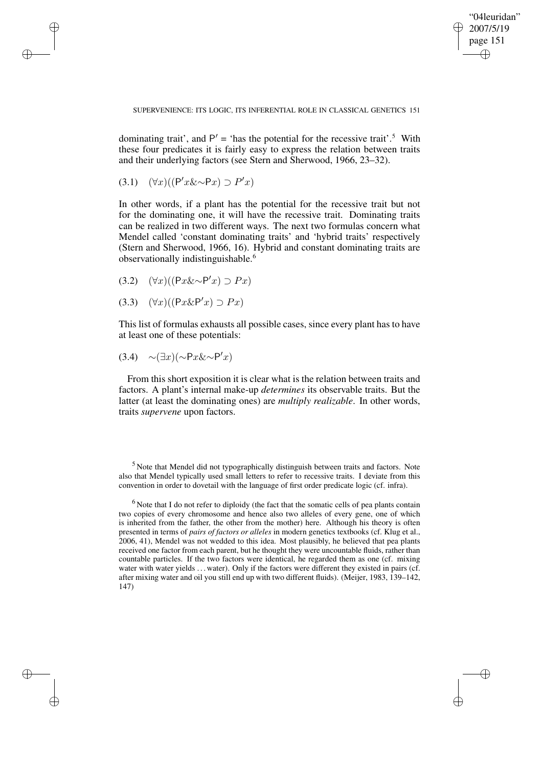dominating trait', and $\mathsf{P}'$ = 'has the potential for the recessive trait'.[5] With these four predicates it is fairly easy to express the relation between traits and their underlying factors (see Stern and Sherwood, 1966, 23–32).

$$(3.1) \quad (\forall x)((\mathsf{P}'x \& {\sim}\mathsf{P}x) \supset P'x)$$

In other words, if a plant has the potential for the recessive trait but not for the dominating one, it will have the recessive trait. Dominating traits can be realized in two different ways. The next two formulas concern what Mendel called 'constant dominating traits' and 'hybrid traits' respectively (Stern and Sherwood, 1966, 16). Hybrid and constant dominating traits are observationally indistinguishable.[6]

$$(3.2) \quad (\forall x)((\mathsf{P}x \& {\sim}\mathsf{P}'x) \supset Px)$$

$$(3.3) \quad (\forall x)((\mathsf{P}x \& \mathsf{P}'x) \supset Px)$$

This list of formulas exhausts all possible cases, since every plant has to have at least one of these potentials:

$$(3.4) \quad {\sim}(\exists x)({\sim}\mathsf{P}x \& {\sim}\mathsf{P}'x)$$

From this short exposition it is clear what is the relation between traits and factors. A plant's internal make-up *determines* its observable traits. But the latter (at least the dominating ones) are *multiply realizable*. In other words, traits *supervene* upon factors.

[5] Note that Mendel did not typographically distinguish between traits and factors. Note also that Mendel typically used small letters to refer to recessive traits. I deviate from this convention in order to dovetail with the language of first order predicate logic (cf. infra).

[6] Note that I do not refer to diploidy (the fact that the somatic cells of pea plants contain two copies of every chromosome and hence also two alleles of every gene, one of which is inherited from the father, the other from the mother) here. Although his theory is often presented in terms of *pairs of factors or alleles* in modern genetics textbooks (cf. Klug et al., 2006, 41), Mendel was not wedded to this idea. Most plausibly, he believed that pea plants received one factor from each parent, but he thought they were uncountable fluids, rather than countable particles. If the two factors were identical, he regarded them as one (cf. mixing water with water yields . . . water). Only if the factors were different they existed in pairs (cf. after mixing water and oil you still end up with two different fluids). (Meijer, 1983, 139–142, 147)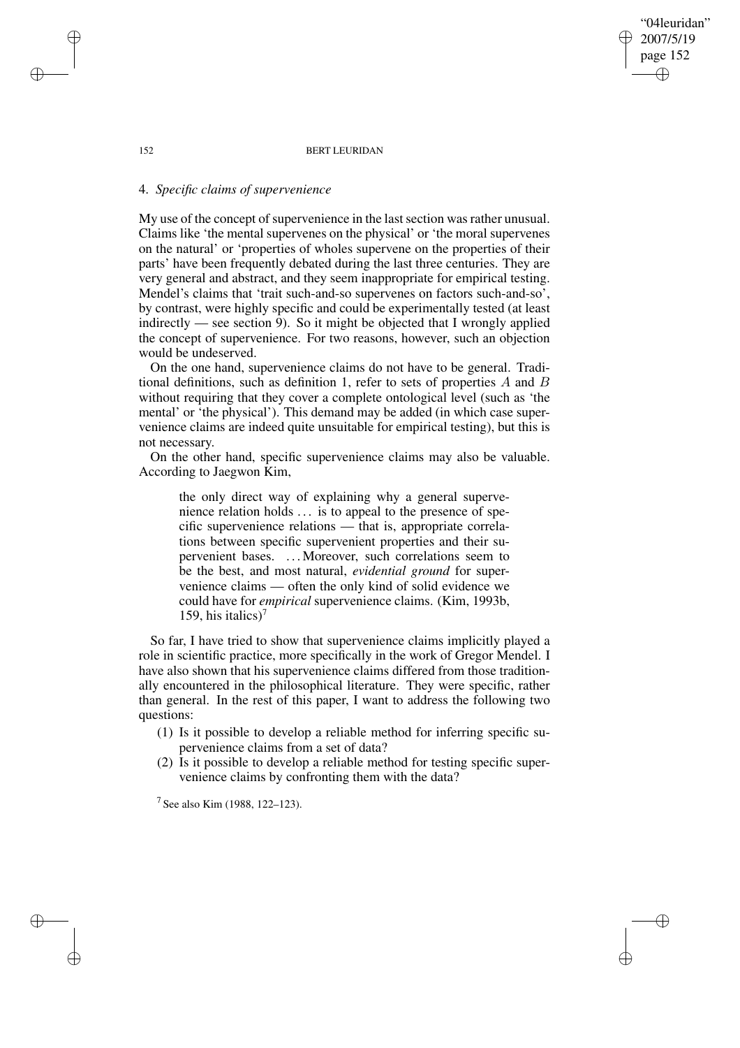## 4. *Specific claims of supervenience*

My use of the concept of supervenience in the last section was rather unusual. Claims like 'the mental supervenes on the physical' or 'the moral supervenes on the natural' or 'properties of wholes supervene on the properties of their parts' have been frequently debated during the last three centuries. They are very general and abstract, and they seem inappropriate for empirical testing. Mendel's claims that 'trait such-and-so supervenes on factors such-and-so', by contrast, were highly specific and could be experimentally tested (at least indirectly — see section 9). So it might be objected that I wrongly applied the concept of supervenience. For two reasons, however, such an objection would be undeserved.

On the one hand, supervenience claims do not have to be general. Traditional definitions, such as definition 1, refer to sets of properties $A$ and $B$ without requiring that they cover a complete ontological level (such as 'the mental' or 'the physical'). This demand may be added (in which case supervenience claims are indeed quite unsuitable for empirical testing), but this is not necessary.

On the other hand, specific supervenience claims may also be valuable. According to Jaegwon Kim,

> the only direct way of explaining why a general supervenience relation holds ... is to appeal to the presence of specific supervenience relations — that is, appropriate correlations between specific supervenient properties and their supervenient bases. ... Moreover, such correlations seem to be the best, and most natural, *evidential ground* for supervenience claims — often the only kind of solid evidence we could have for *empirical* supervenience claims. (Kim, 1993b, 159, his italics)[7]

So far, I have tried to show that supervenience claims implicitly played a role in scientific practice, more specifically in the work of Gregor Mendel. I have also shown that his supervenience claims differed from those traditionally encountered in the philosophical literature. They were specific, rather than general. In the rest of this paper, I want to address the following two questions:

(1) Is it possible to develop a reliable method for inferring specific supervenience claims from a set of data?
(2) Is it possible to develop a reliable method for testing specific supervenience claims by confronting them with the data?

[7] See also Kim (1988, 122–123).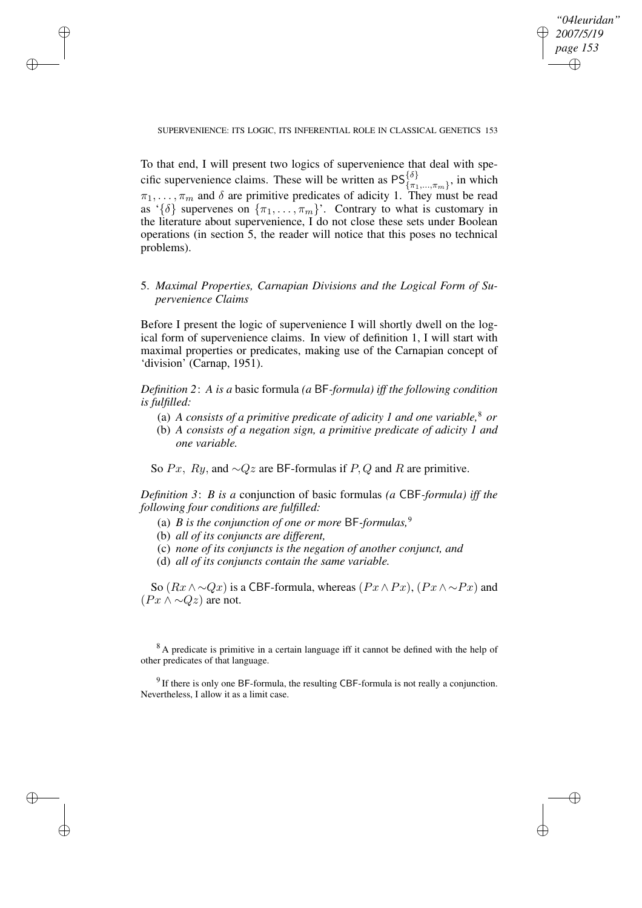To that end, I will present two logics of supervenience that deal with specific supervenience claims. These will be written as $\mathsf{PS}^{\{\delta\}}_{\{\pi_1,\ldots,\pi_m\}}$, in which $\pi_1, \ldots, \pi_m$ and $\delta$ are primitive predicates of adicity 1. They must be read as '$\{\delta\}$ supervenes on $\{\pi_1, \ldots, \pi_m\}$'. Contrary to what is customary in the literature about supervenience, I do not close these sets under Boolean operations (in section 5, the reader will notice that this poses no technical problems).

## 5. *Maximal Properties, Carnapian Divisions and the Logical Form of Supervenience Claims*

Before I present the logic of supervenience I will shortly dwell on the logical form of supervenience claims. In view of definition 1, I will start with maximal properties or predicates, making use of the Carnapian concept of 'division' (Carnap, 1951).

*Definition 2*: *A is a* basic formula *(a* BF*-formula) iff the following condition is fulfilled:*

(a) *A consists of a primitive predicate of adicity 1 and one variable,*[8] *or*
(b) *A consists of a negation sign, a primitive predicate of adicity 1 and one variable.*

So $Px$, $Ry$, and $\sim Qz$ are BF-formulas if $P, Q$ and $R$ are primitive.

*Definition 3*: *B is a* conjunction of basic formulas *(a* CBF*-formula) iff the following four conditions are fulfilled:*

(a) *B is the conjunction of one or more* BF*-formulas,*[9]
(b) *all of its conjuncts are different,*
(c) *none of its conjuncts is the negation of another conjunct, and*
(d) *all of its conjuncts contain the same variable.*

So $(Rx \wedge \sim Qx)$ is a CBF-formula, whereas $(Px \wedge Px)$, $(Px \wedge \sim Px)$ and $(Px \wedge \sim Qz)$ are not.

[8] A predicate is primitive in a certain language iff it cannot be defined with the help of other predicates of that language.

[9] If there is only one BF-formula, the resulting CBF-formula is not really a conjunction. Nevertheless, I allow it as a limit case.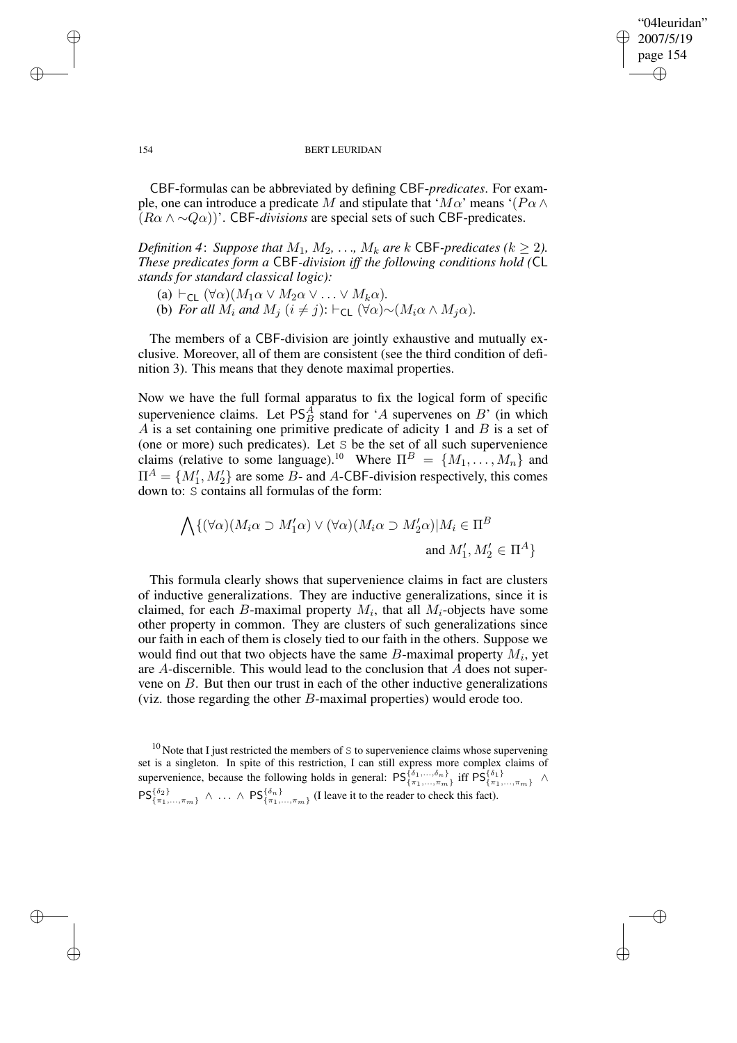CBF-formulas can be abbreviated by defining CBF-*predicates*. For example, one can introduce a predicate $M$ and stipulate that '$M\alpha$' means '$(P\alpha \wedge (R\alpha \wedge \sim Q\alpha))$'. CBF-*divisions* are special sets of such CBF-predicates.

*Definition 4*: *Suppose that $M_1$, $M_2$, ..., $M_k$ are $k$ CBF-predicates ($k \geq 2$). These predicates form a CBF-division iff the following conditions hold (CL stands for standard classical logic):*

(a) $\vdash_{\mathsf{CL}} (\forall\alpha)(M_1\alpha \vee M_2\alpha \vee \ldots \vee M_k\alpha)$.

(b) *For all $M_i$ and $M_j$ ($i \neq j$):* $\vdash_{\mathsf{CL}} (\forall\alpha){\sim}(M_i\alpha \wedge M_j\alpha)$.

The members of a CBF-division are jointly exhaustive and mutually exclusive. Moreover, all of them are consistent (see the third condition of definition 3). This means that they denote maximal properties.

Now we have the full formal apparatus to fix the logical form of specific supervenience claims. Let $\mathsf{PS}^A_B$ stand for '$A$ supervenes on $B$' (in which $A$ is a set containing one primitive predicate of adicity 1 and $B$ is a set of (one or more) such predicates). Let $\mathbb{S}$ be the set of all such supervenience claims (relative to some language).[10] Where $\Pi^B = \{M_1, \ldots, M_n\}$ and $\Pi^A = \{M'_1, M'_2\}$ are some $B$- and $A$-CBF-division respectively, this comes down to: $\mathbb{S}$ contains all formulas of the form:

$$\bigwedge\{(\forall\alpha)(M_i\alpha \supset M'_1\alpha) \vee (\forall\alpha)(M_i\alpha \supset M'_2\alpha) | M_i \in \Pi^B \text{ and } M'_1, M'_2 \in \Pi^A\}$$

This formula clearly shows that supervenience claims in fact are clusters of inductive generalizations. They are inductive generalizations, since it is claimed, for each $B$-maximal property $M_i$, that all $M_i$-objects have some other property in common. They are clusters of such generalizations since our faith in each of them is closely tied to our faith in the others. Suppose we would find out that two objects have the same $B$-maximal property $M_i$, yet are $A$-discernible. This would lead to the conclusion that $A$ does not supervene on $B$. But then our trust in each of the other inductive generalizations (viz. those regarding the other $B$-maximal properties) would erode too.

[10] Note that I just restricted the members of $\mathbb{S}$ to supervenience claims whose supervening set is a singleton. In spite of this restriction, I can still express more complex claims of supervenience, because the following holds in general: $\mathsf{PS}^{\{\delta_1,\ldots,\delta_n\}}_{\{\pi_1,\ldots,\pi_m\}}$ iff $\mathsf{PS}^{\{\delta_1\}}_{\{\pi_1,\ldots,\pi_m\}} \wedge \mathsf{PS}^{\{\delta_2\}}_{\{\pi_1,\ldots,\pi_m\}} \wedge \ldots \wedge \mathsf{PS}^{\{\delta_n\}}_{\{\pi_1,\ldots,\pi_m\}}$ (I leave it to the reader to check this fact).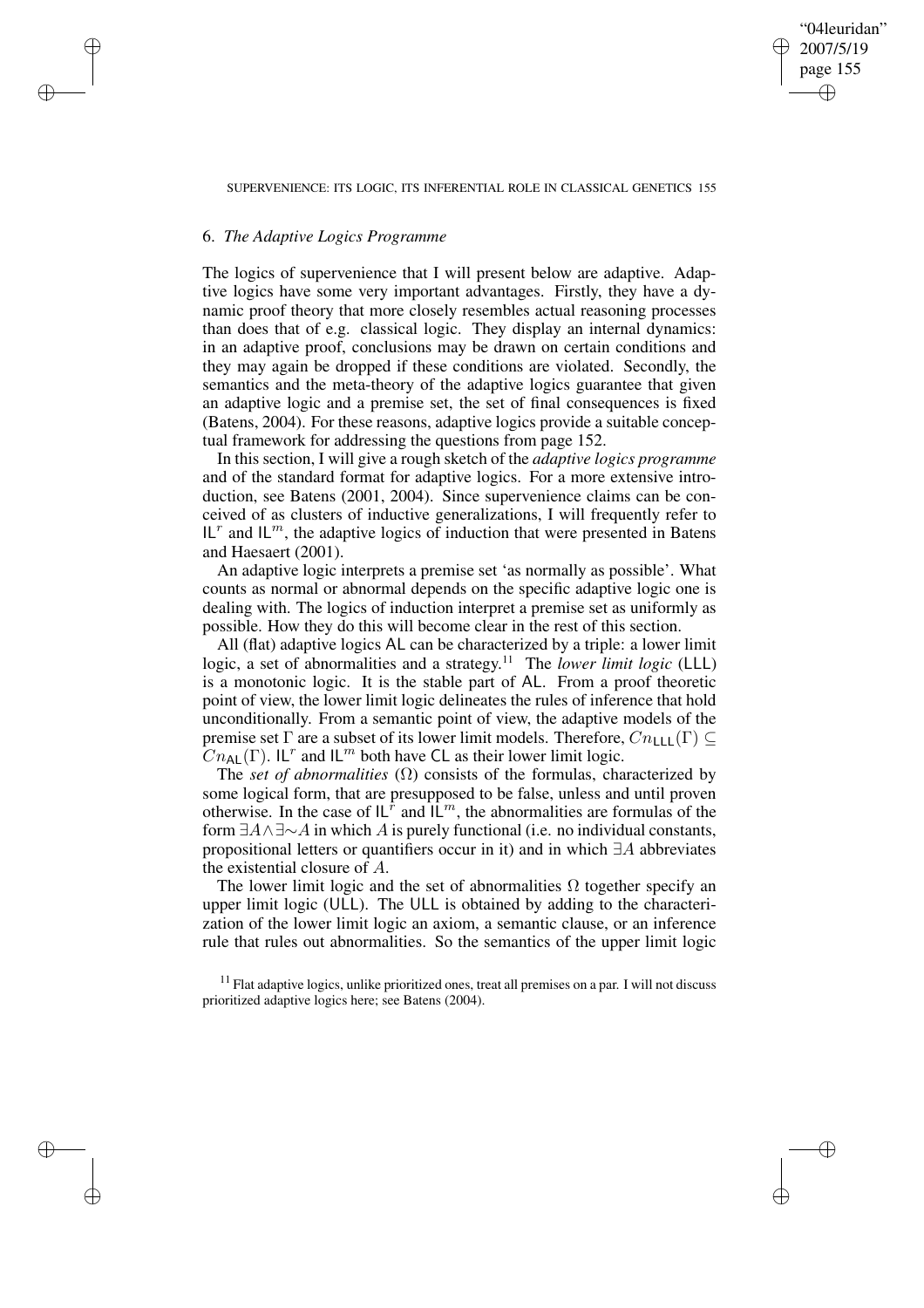## 6. *The Adaptive Logics Programme*

The logics of supervenience that I will present below are adaptive. Adaptive logics have some very important advantages. Firstly, they have a dynamic proof theory that more closely resembles actual reasoning processes than does that of e.g. classical logic. They display an internal dynamics: in an adaptive proof, conclusions may be drawn on certain conditions and they may again be dropped if these conditions are violated. Secondly, the semantics and the meta-theory of the adaptive logics guarantee that given an adaptive logic and a premise set, the set of final consequences is fixed (Batens, 2004). For these reasons, adaptive logics provide a suitable conceptual framework for addressing the questions from page 152.

In this section, I will give a rough sketch of the *adaptive logics programme* and of the standard format for adaptive logics. For a more extensive introduction, see Batens (2001, 2004). Since supervenience claims can be conceived of as clusters of inductive generalizations, I will frequently refer to $\mathsf{IL}^r$ and $\mathsf{IL}^m$, the adaptive logics of induction that were presented in Batens and Haesaert (2001).

An adaptive logic interprets a premise set 'as normally as possible'. What counts as normal or abnormal depends on the specific adaptive logic one is dealing with. The logics of induction interpret a premise set as uniformly as possible. How they do this will become clear in the rest of this section.

All (flat) adaptive logics AL can be characterized by a triple: a lower limit logic, a set of abnormalities and a strategy.[11] The *lower limit logic* (LLL) is a monotonic logic. It is the stable part of AL. From a proof theoretic point of view, the lower limit logic delineates the rules of inference that hold unconditionally. From a semantic point of view, the adaptive models of the premise set $\Gamma$ are a subset of its lower limit models. Therefore, $Cn_{\mathsf{LLL}}(\Gamma) \subseteq Cn_{\mathsf{AL}}(\Gamma)$. $\mathsf{IL}^r$ and $\mathsf{IL}^m$ both have CL as their lower limit logic.

The *set of abnormalities* ($\Omega$) consists of the formulas, characterized by some logical form, that are presupposed to be false, unless and until proven otherwise. In the case of $\mathsf{IL}^r$ and $\mathsf{IL}^m$, the abnormalities are formulas of the form $\exists A \wedge \exists{\sim}A$ in which $A$ is purely functional (i.e. no individual constants, propositional letters or quantifiers occur in it) and in which $\exists A$ abbreviates the existential closure of $A$.

The lower limit logic and the set of abnormalities $\Omega$ together specify an upper limit logic (ULL). The ULL is obtained by adding to the characterization of the lower limit logic an axiom, a semantic clause, or an inference rule that rules out abnormalities. So the semantics of the upper limit logic

[11] Flat adaptive logics, unlike prioritized ones, treat all premises on a par. I will not discuss prioritized adaptive logics here; see Batens (2004).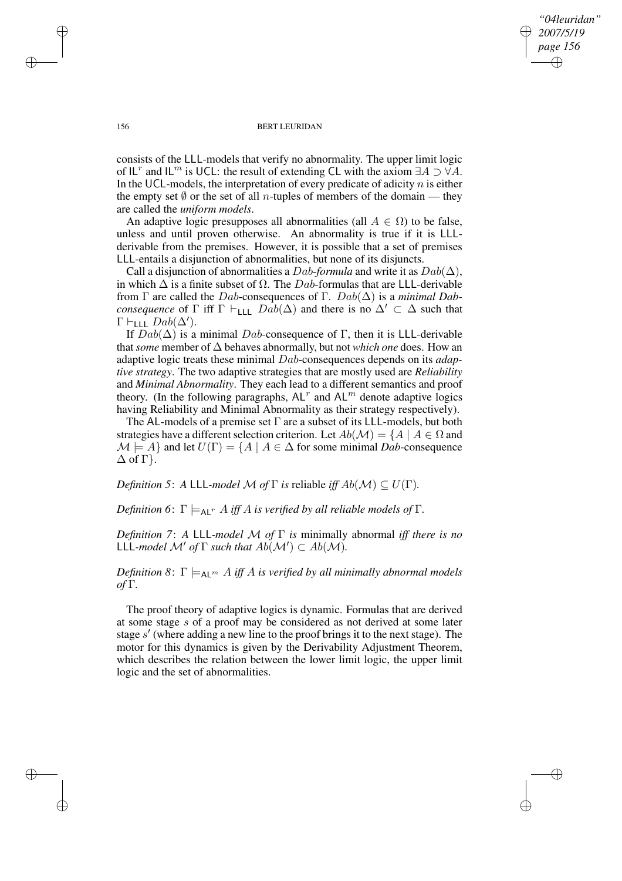consists of the LLL-models that verify no abnormality. The upper limit logic of $\mathsf{IL}^r$ and $\mathsf{IL}^m$ is UCL: the result of extending CL with the axiom $\exists A \supset \forall A$. In the UCL-models, the interpretation of every predicate of adicity $n$ is either the empty set $\emptyset$ or the set of all $n$-tuples of members of the domain — they are called the *uniform models*.

An adaptive logic presupposes all abnormalities (all $A \in \Omega$) to be false, unless and until proven otherwise. An abnormality is true if it is LLL-derivable from the premises. However, it is possible that a set of premises LLL-entails a disjunction of abnormalities, but none of its disjuncts.

Call a disjunction of abnormalities a $Dab$*-formula* and write it as $Dab(\Delta)$, in which $\Delta$ is a finite subset of $\Omega$. The $Dab$-formulas that are LLL-derivable from $\Gamma$ are called the $Dab$-consequences of $\Gamma$. $Dab(\Delta)$ is a *minimal Dab-consequence* of $\Gamma$ iff $\Gamma \vdash_{\mathsf{LLL}} Dab(\Delta)$ and there is no $\Delta' \subset \Delta$ such that $\Gamma \vdash_{\mathsf{LLL}} Dab(\Delta')$.

If $Dab(\Delta)$ is a minimal $Dab$-consequence of $\Gamma$, then it is LLL-derivable that *some* member of $\Delta$ behaves abnormally, but not *which one* does. How an adaptive logic treats these minimal $Dab$-consequences depends on its *adaptive strategy*. The two adaptive strategies that are mostly used are ***Reliability*** and ***Minimal Abnormality***. They each lead to a different semantics and proof theory. (In the following paragraphs, $\mathsf{AL}^r$ and $\mathsf{AL}^m$ denote adaptive logics having Reliability and Minimal Abnormality as their strategy respectively).

The AL-models of a premise set $\Gamma$ are a subset of its LLL-models, but both strategies have a different selection criterion. Let $Ab(\mathcal{M}) = \{A \mid A \in \Omega$ and $\mathcal{M} \models A\}$ and let $U(\Gamma) = \{A \mid A \in \Delta$ for some minimal *Dab*-consequence $\Delta$ of $\Gamma\}$.

*Definition 5*: *A* LLL*-model* $\mathcal{M}$ *of* $\Gamma$ *is* reliable *iff* $Ab(\mathcal{M}) \subseteq U(\Gamma)$.

*Definition 6*: $\Gamma \models_{\mathsf{AL}^r} A$ *iff* $A$ *is verified by all reliable models of* $\Gamma$.

*Definition 7*: *A* LLL*-model* $\mathcal{M}$ *of* $\Gamma$ *is* minimally abnormal *iff there is no* LLL*-model* $\mathcal{M}'$ *of* $\Gamma$ *such that* $Ab(\mathcal{M}') \subset Ab(\mathcal{M})$.

*Definition 8*: $\Gamma \models_{\mathsf{AL}^m} A$ *iff* $A$ *is verified by all minimally abnormal models of* $\Gamma$.

The proof theory of adaptive logics is dynamic. Formulas that are derived at some stage $s$ of a proof may be considered as not derived at some later stage $s'$ (where adding a new line to the proof brings it to the next stage). The motor for this dynamics is given by the Derivability Adjustment Theorem, which describes the relation between the lower limit logic, the upper limit logic and the set of abnormalities.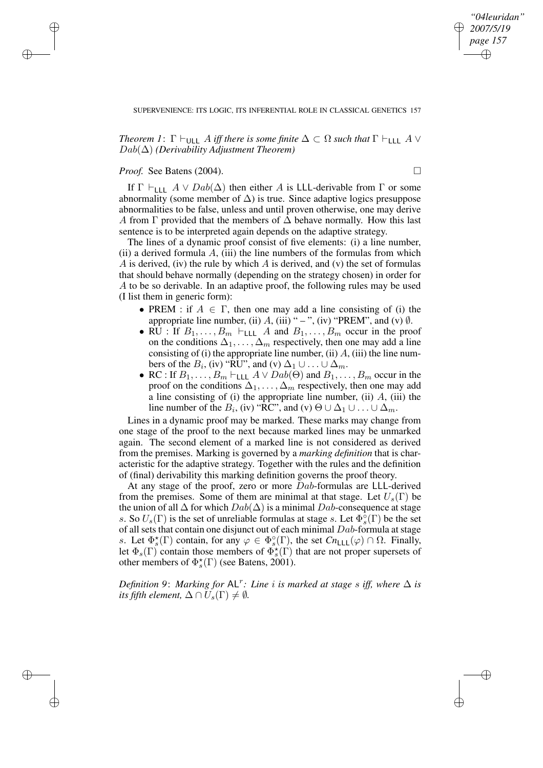*Theorem 1*: $\Gamma \vdash_{\mathsf{ULL}} A$ *iff there is some finite* $\Delta \subset \Omega$ *such that* $\Gamma \vdash_{\mathsf{LLL}} A \vee Dab(\Delta)$ *(Derivability Adjustment Theorem)*

*Proof.* See Batens (2004). □

If $\Gamma \vdash_{\mathsf{LLL}} A \vee Dab(\Delta)$ then either $A$ is LLL-derivable from $\Gamma$ or some abnormality (some member of $\Delta$) is true. Since adaptive logics presuppose abnormalities to be false, unless and until proven otherwise, one may derive $A$ from $\Gamma$ provided that the members of $\Delta$ behave normally. How this last sentence is to be interpreted again depends on the adaptive strategy.

The lines of a dynamic proof consist of five elements: (i) a line number, (ii) a derived formula $A$, (iii) the line numbers of the formulas from which $A$ is derived, (iv) the rule by which $A$ is derived, and (v) the set of formulas that should behave normally (depending on the strategy chosen) in order for $A$ to be so derivable. In an adaptive proof, the following rules may be used (I list them in generic form):

- PREM : if $A \in \Gamma$, then one may add a line consisting of (i) the appropriate line number, (ii) $A$, (iii) " – ", (iv) "PREM", and (v) $\emptyset$.
- RU : If $B_1, \ldots, B_m \vdash_{\mathsf{LLL}} A$ and $B_1, \ldots, B_m$ occur in the proof on the conditions $\Delta_1, \ldots, \Delta_m$ respectively, then one may add a line consisting of (i) the appropriate line number, (ii) $A$, (iii) the line numbers of the $B_i$, (iv) "RU", and (v) $\Delta_1 \cup \ldots \cup \Delta_m$.
- RC : If $B_1, \ldots, B_m \vdash_{\mathsf{LLL}} A \vee Dab(\Theta)$ and $B_1, \ldots, B_m$ occur in the proof on the conditions $\Delta_1, \ldots, \Delta_m$ respectively, then one may add a line consisting of (i) the appropriate line number, (ii) $A$, (iii) the line number of the $B_i$, (iv) "RC", and (v) $\Theta \cup \Delta_1 \cup \ldots \cup \Delta_m$.

Lines in a dynamic proof may be marked. These marks may change from one stage of the proof to the next because marked lines may be unmarked again. The second element of a marked line is not considered as derived from the premises. Marking is governed by a *marking definition* that is characteristic for the adaptive strategy. Together with the rules and the definition of (final) derivability this marking definition governs the proof theory.

At any stage of the proof, zero or more $Dab$-formulas are LLL-derived from the premises. Some of them are minimal at that stage. Let $U_s(\Gamma)$ be the union of all $\Delta$ for which $Dab(\Delta)$ is a minimal $Dab$-consequence at stage $s$. So $U_s(\Gamma)$ is the set of unreliable formulas at stage $s$. Let $\Phi^{\circ}_s(\Gamma)$ be the set of all sets that contain one disjunct out of each minimal $Dab$-formula at stage $s$. Let $\Phi^{\star}_s(\Gamma)$ contain, for any $\varphi \in \Phi^{\circ}_s(\Gamma)$, the set $Cn_{\mathsf{LLL}}(\varphi) \cap \Omega$. Finally, let $\Phi_s(\Gamma)$ contain those members of $\Phi^{\star}_s(\Gamma)$ that are not proper supersets of other members of $\Phi^{\star}_s(\Gamma)$ (see Batens, 2001).

*Definition 9*: *Marking for* $\mathsf{AL}^r$*: Line* $i$ *is marked at stage* $s$ *iff, where* $\Delta$ *is its fifth element,* $\Delta \cap U_s(\Gamma) \neq \emptyset$.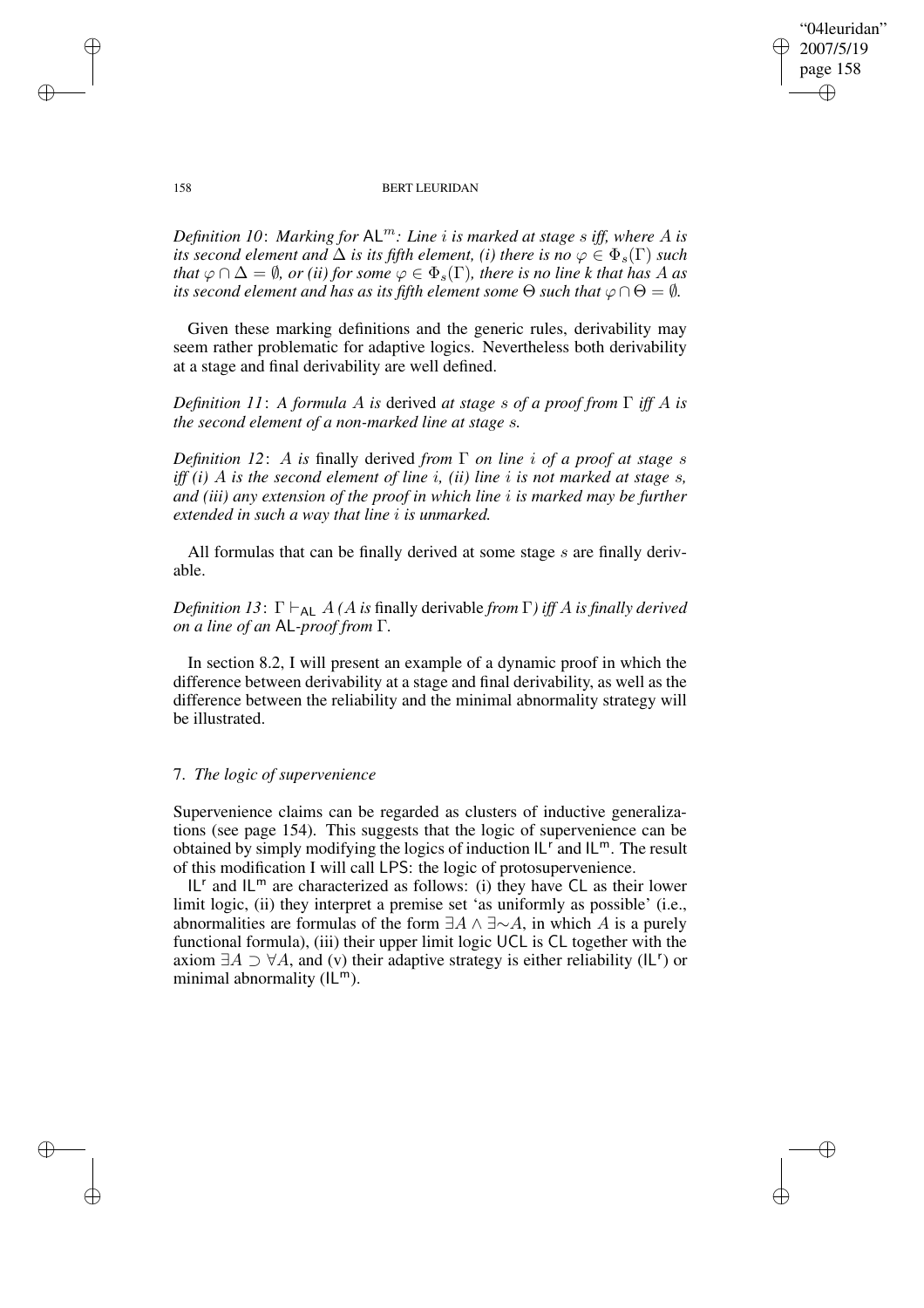*Definition 10*: *Marking for* $\mathsf{AL}^m$*: Line* $i$ *is marked at stage* $s$ *iff, where* $A$ *is its second element and* $\Delta$ *is its fifth element, (i) there is no* $\varphi \in \Phi_s(\Gamma)$ *such that* $\varphi \cap \Delta = \emptyset$*, or (ii) for some* $\varphi \in \Phi_s(\Gamma)$*, there is no line k that has* $A$ *as its second element and has as its fifth element some* $\Theta$ *such that* $\varphi \cap \Theta = \emptyset$*.*

Given these marking definitions and the generic rules, derivability may seem rather problematic for adaptive logics. Nevertheless both derivability at a stage and final derivability are well defined.

*Definition 11*: *A formula* $A$ *is* derived *at stage* $s$ *of a proof from* $\Gamma$ *iff* $A$ *is the second element of a non-marked line at stage* $s$*.*

*Definition 12*: $A$ *is* finally derived *from* $\Gamma$ *on line* $i$ *of a proof at stage* $s$ *iff (i)* $A$ *is the second element of line* $i$*, (ii) line* $i$ *is not marked at stage* $s$*, and (iii) any extension of the proof in which line* $i$ *is marked may be further extended in such a way that line* $i$ *is unmarked.*

All formulas that can be finally derived at some stage $s$ are finally derivable.

*Definition 13*: $\Gamma \vdash_{\mathsf{AL}} A$ *(*$A$ *is* finally derivable *from* $\Gamma$*) iff* $A$ *is finally derived on a line of an* $\mathsf{AL}$*-proof from* $\Gamma$*.*

In section 8.2, I will present an example of a dynamic proof in which the difference between derivability at a stage and final derivability, as well as the difference between the reliability and the minimal abnormality strategy will be illustrated.

## 7. *The logic of supervenience*

Supervenience claims can be regarded as clusters of inductive generalizations (see page 154). This suggests that the logic of supervenience can be obtained by simply modifying the logics of induction $\mathsf{IL}^\mathsf{r}$ and $\mathsf{IL}^\mathsf{m}$. The result of this modification I will call LPS: the logic of protosupervenience.

$\mathsf{IL}^\mathsf{r}$ and $\mathsf{IL}^\mathsf{m}$ are characterized as follows: (i) they have CL as their lower limit logic, (ii) they interpret a premise set 'as uniformly as possible' (i.e., abnormalities are formulas of the form $\exists A \wedge \exists{\sim}A$, in which $A$ is a purely functional formula), (iii) their upper limit logic UCL is CL together with the axiom $\exists A \supset \forall A$, and (v) their adaptive strategy is either reliability ($\mathsf{IL}^\mathsf{r}$) or minimal abnormality ($\mathsf{IL}^\mathsf{m}$).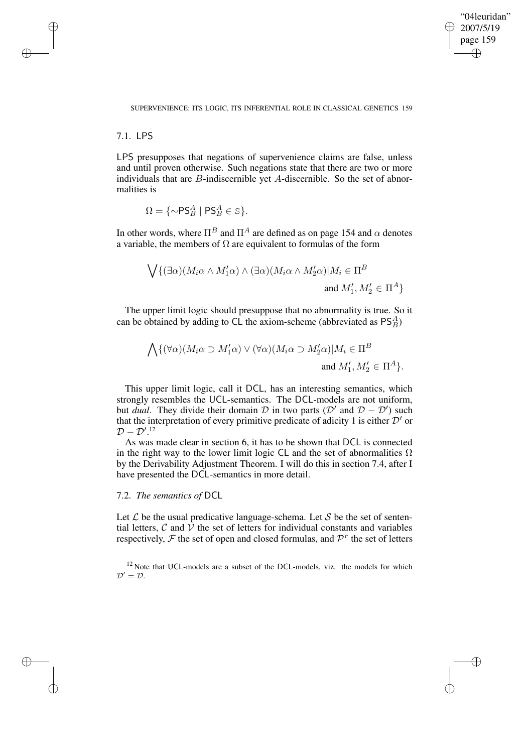## 7.1. LPS

LPS presupposes that negations of supervenience claims are false, unless and until proven otherwise. Such negations state that there are two or more individuals that are $B$-indiscernible yet $A$-discernible. So the set of abnormalities is

$$\Omega = \{\sim \mathsf{PS}_B^A \mid \mathsf{PS}_B^A \in \mathbb{S}\}.$$

In other words, where $\Pi^B$ and $\Pi^A$ are defined as on page 154 and $\alpha$ denotes a variable, the members of $\Omega$ are equivalent to formulas of the form

$$\bigvee\{(\exists\alpha)(M_i\alpha \wedge M_1'\alpha) \wedge (\exists\alpha)(M_i\alpha \wedge M_2'\alpha) | M_i \in \Pi^B \text{ and } M_1', M_2' \in \Pi^A\}$$

The upper limit logic should presuppose that no abnormality is true. So it can be obtained by adding to CL the axiom-scheme (abbreviated as $\mathsf{PS}_B^A$)

$$\bigwedge\{(\forall\alpha)(M_i\alpha \supset M_1'\alpha) \vee (\forall\alpha)(M_i\alpha \supset M_2'\alpha) | M_i \in \Pi^B \text{ and } M_1', M_2' \in \Pi^A\}.$$

This upper limit logic, call it DCL, has an interesting semantics, which strongly resembles the UCL-semantics. The DCL-models are not uniform, but *dual*. They divide their domain $\mathcal{D}$ in two parts ($\mathcal{D}'$ and $\mathcal{D} - \mathcal{D}'$) such that the interpretation of every primitive predicate of adicity 1 is either $\mathcal{D}'$ or $\mathcal{D} - \mathcal{D}'$.[12]

As was made clear in section 6, it has to be shown that DCL is connected in the right way to the lower limit logic CL and the set of abnormalities $\Omega$ by the Derivability Adjustment Theorem. I will do this in section 7.4, after I have presented the DCL-semantics in more detail.

## 7.2. *The semantics of* DCL

Let $\mathcal{L}$ be the usual predicative language-schema. Let $\mathcal{S}$ be the set of sentential letters, $\mathcal{C}$ and $\mathcal{V}$ the set of letters for individual constants and variables respectively, $\mathcal{F}$ the set of open and closed formulas, and $\mathcal{P}^r$ the set of letters

[12] Note that UCL-models are a subset of the DCL-models, viz. the models for which $\mathcal{D}' = \mathcal{D}$.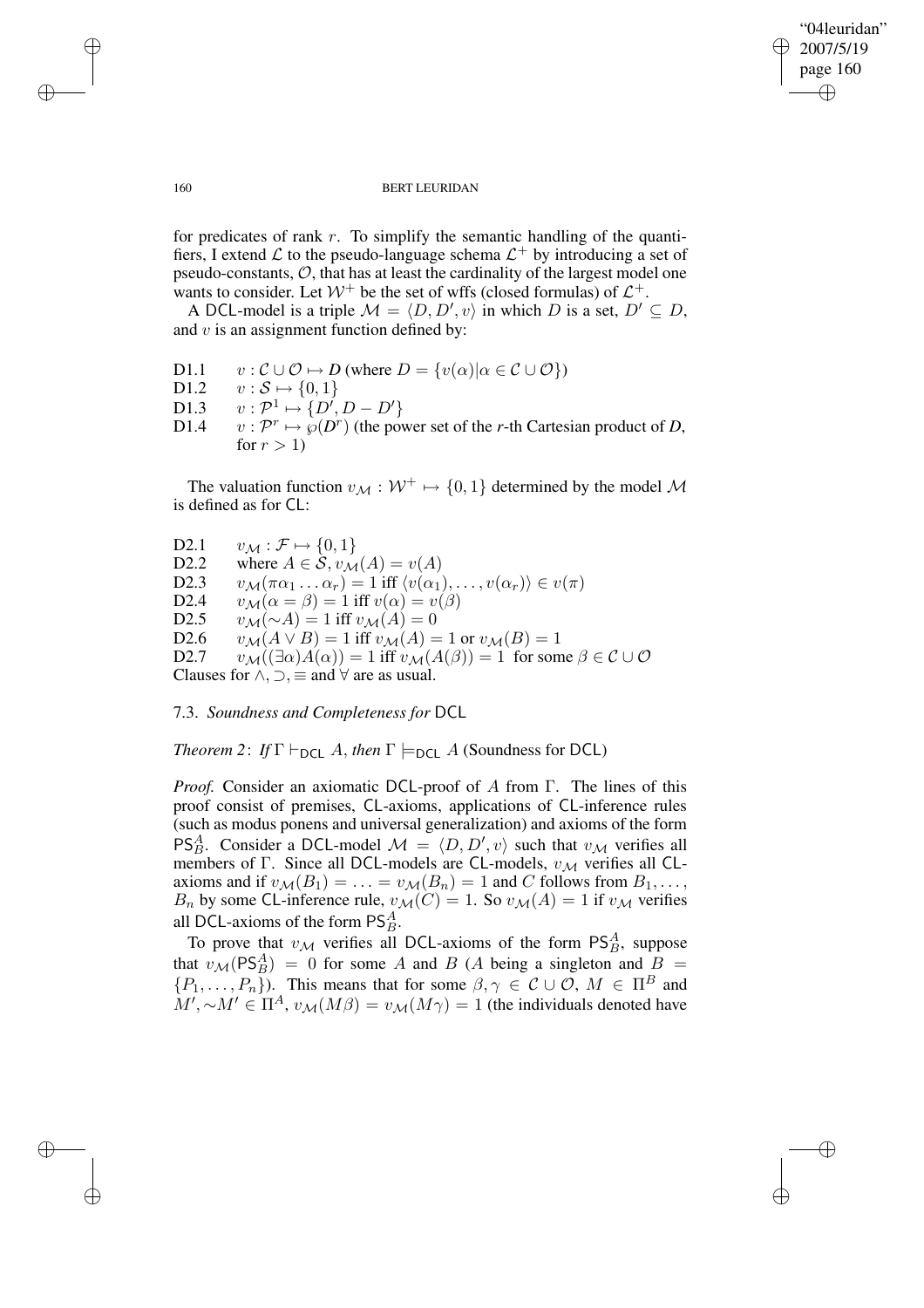for predicates of rank $r$. To simplify the semantic handling of the quantifiers, I extend $\mathcal{L}$ to the pseudo-language schema $\mathcal{L}^+$ by introducing a set of pseudo-constants, $\mathcal{O}$, that has at least the cardinality of the largest model one wants to consider. Let $\mathcal{W}^+$ be the set of wffs (closed formulas) of $\mathcal{L}^+$.

A DCL-model is a triple $\mathcal{M} = \langle D, D', v\rangle$ in which $D$ is a set, $D' \subseteq D$, and $v$ is an assignment function defined by:

D1.1 $\quad v : \mathcal{C} \cup \mathcal{O} \mapsto D$ (where $D = \{v(\alpha)|\alpha \in \mathcal{C} \cup \mathcal{O}\}$)

D1.2 $\quad v : \mathcal{S} \mapsto \{0, 1\}$

D1.3 $\quad v : \mathcal{P}^1 \mapsto \{D', D - D'\}$

D1.4 $\quad v : \mathcal{P}^r \mapsto \wp(D^r)$ (the power set of the *r*-th Cartesian product of *D*, for $r > 1$)

The valuation function $v_{\mathcal{M}} : \mathcal{W}^+ \mapsto \{0, 1\}$ determined by the model $\mathcal{M}$ is defined as for CL:

D2.1 $\quad v_{\mathcal{M}} : \mathcal{F} \mapsto \{0, 1\}$

D2.2 $\quad$ where $A \in \mathcal{S}, v_{\mathcal{M}}(A) = v(A)$

D2.3 $\quad v_{\mathcal{M}}(\pi\alpha_1 \ldots \alpha_r) = 1$ iff $\langle v(\alpha_1), \ldots, v(\alpha_r)\rangle \in v(\pi)$

D2.4 $\quad v_{\mathcal{M}}(\alpha = \beta) = 1$ iff $v(\alpha) = v(\beta)$

D2.5 $\quad v_{\mathcal{M}}({\sim}A) = 1$ iff $v_{\mathcal{M}}(A) = 0$

D2.6 $\quad v_{\mathcal{M}}(A \vee B) = 1$ iff $v_{\mathcal{M}}(A) = 1$ or $v_{\mathcal{M}}(B) = 1$

D2.7 $\quad v_{\mathcal{M}}((\exists\alpha)A(\alpha)) = 1$ iff $v_{\mathcal{M}}(A(\beta)) = 1$ for some $\beta \in \mathcal{C} \cup \mathcal{O}$

Clauses for $\wedge, \supset, \equiv$ and $\forall$ are as usual.

### 7.3. *Soundness and Completeness for* DCL

*Theorem 2*: *If* $\Gamma \vdash_{\mathsf{DCL}} A$, *then* $\Gamma \models_{\mathsf{DCL}} A$ (Soundness for DCL)

*Proof.* Consider an axiomatic DCL-proof of $A$ from $\Gamma$. The lines of this proof consist of premises, CL-axioms, applications of CL-inference rules (such as modus ponens and universal generalization) and axioms of the form $\mathsf{PS}^A_B$. Consider a DCL-model $\mathcal{M} = \langle D, D', v\rangle$ such that $v_{\mathcal{M}}$ verifies all members of $\Gamma$. Since all DCL-models are CL-models, $v_{\mathcal{M}}$ verifies all CL-axioms and if $v_{\mathcal{M}}(B_1) = \ldots = v_{\mathcal{M}}(B_n) = 1$ and $C$ follows from $B_1, \ldots, B_n$ by some CL-inference rule, $v_{\mathcal{M}}(C) = 1$. So $v_{\mathcal{M}}(A) = 1$ if $v_{\mathcal{M}}$ verifies all DCL-axioms of the form $\mathsf{PS}^A_B$.

To prove that $v_{\mathcal{M}}$ verifies all DCL-axioms of the form $\mathsf{PS}^A_B$, suppose that $v_{\mathcal{M}}(\mathsf{PS}^A_B) = 0$ for some $A$ and $B$ ($A$ being a singleton and $B = \{P_1, \ldots, P_n\}$). This means that for some $\beta, \gamma \in \mathcal{C} \cup \mathcal{O}$, $M \in \Pi^B$ and $M', {\sim}M' \in \Pi^A$, $v_{\mathcal{M}}(M\beta) = v_{\mathcal{M}}(M\gamma) = 1$ (the individuals denoted have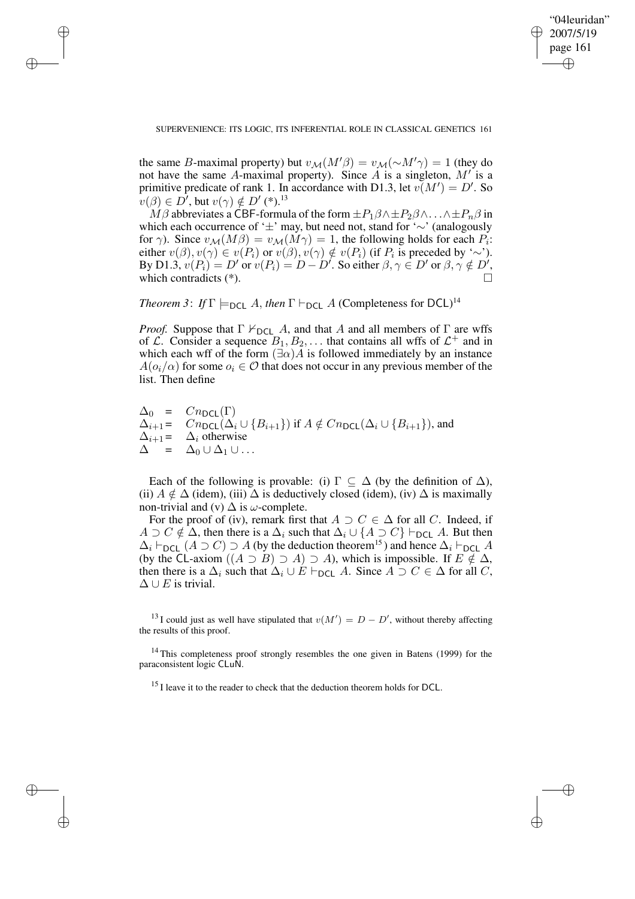the same $B$-maximal property) but $v_{\mathcal{M}}(M'\beta) = v_{\mathcal{M}}(\sim M'\gamma) = 1$ (they do not have the same $A$-maximal property). Since $A$ is a singleton, $M'$ is a primitive predicate of rank 1. In accordance with D1.3, let $v(M') = D'$. So $v(\beta) \in D'$, but $v(\gamma) \notin D'$ (\*).[13]

$M\beta$ abbreviates a CBF-formula of the form $\pm P_1\beta \wedge \pm P_2\beta \wedge \ldots \wedge \pm P_n\beta$ in which each occurrence of '$\pm$' may, but need not, stand for '$\sim$' (analogously for $\gamma$). Since $v_{\mathcal{M}}(M\beta) = v_{\mathcal{M}}(M\gamma) = 1$, the following holds for each $P_i$: either $v(\beta), v(\gamma) \in v(P_i)$ or $v(\beta), v(\gamma) \notin v(P_i)$ (if $P_i$ is preceded by '$\sim$'). By D1.3, $v(P_i) = D'$ or $v(P_i) = D - D'$. So either $\beta, \gamma \in D'$ or $\beta, \gamma \notin D'$, which contradicts (\*). $\square$

*Theorem 3*: *If* $\Gamma \models_{\mathsf{DCL}} A$, *then* $\Gamma \vdash_{\mathsf{DCL}} A$ (Completeness for DCL)[14]

*Proof.* Suppose that $\Gamma \nvdash_{\mathsf{DCL}} A$, and that $A$ and all members of $\Gamma$ are wffs of $\mathcal{L}$. Consider a sequence $B_1, B_2, \ldots$ that contains all wffs of $\mathcal{L}^+$ and in which each wff of the form $(\exists\alpha)A$ is followed immediately by an instance $A(o_i/\alpha)$ for some $o_i \in \mathcal{O}$ that does not occur in any previous member of the list. Then define

$$
\begin{aligned}
\Delta_0 &= Cn_{\mathsf{DCL}}(\Gamma) \\
\Delta_{i+1} &= Cn_{\mathsf{DCL}}(\Delta_i \cup \{B_{i+1}\}) \text{ if } A \notin Cn_{\mathsf{DCL}}(\Delta_i \cup \{B_{i+1}\}), \text{ and} \\
\Delta_{i+1} &= \Delta_i \text{ otherwise} \\
\Delta &= \Delta_0 \cup \Delta_1 \cup \ldots
\end{aligned}
$$

Each of the following is provable: (i) $\Gamma \subseteq \Delta$ (by the definition of $\Delta$), (ii) $A \notin \Delta$ (idem), (iii) $\Delta$ is deductively closed (idem), (iv) $\Delta$ is maximally non-trivial and (v) $\Delta$ is $\omega$-complete.

For the proof of (iv), remark first that $A \supset C \in \Delta$ for all $C$. Indeed, if $A \supset C \notin \Delta$, then there is a $\Delta_i$ such that $\Delta_i \cup \{A \supset C\} \vdash_{\mathsf{DCL}} A$. But then $\Delta_i \vdash_{\mathsf{DCL}} (A \supset C) \supset A$ (by the deduction theorem[15]) and hence $\Delta_i \vdash_{\mathsf{DCL}} A$ (by the CL-axiom $((A \supset B) \supset A) \supset A$), which is impossible. If $E \notin \Delta$, then there is a $\Delta_i$ such that $\Delta_i \cup E \vdash_{\mathsf{DCL}} A$. Since $A \supset C \in \Delta$ for all $C$, $\Delta \cup E$ is trivial.

[13] I could just as well have stipulated that $v(M') = D - D'$, without thereby affecting the results of this proof.

[14] This completeness proof strongly resembles the one given in Batens (1999) for the paraconsistent logic CLuN.

[15] I leave it to the reader to check that the deduction theorem holds for DCL.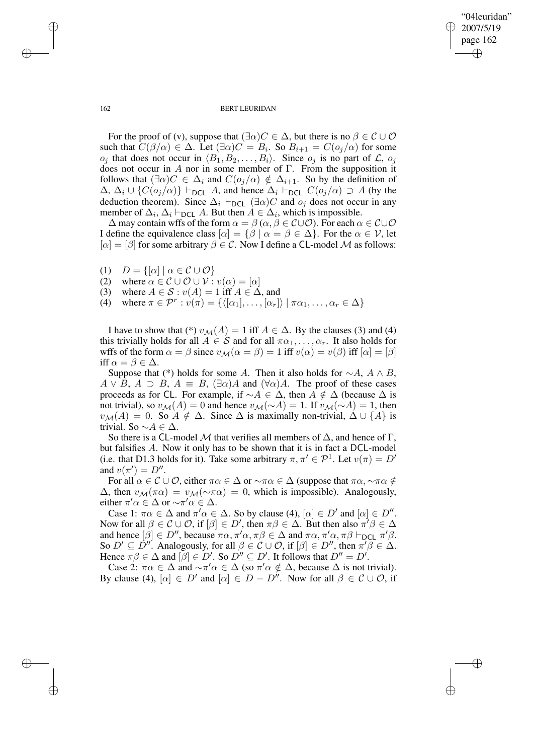For the proof of (v), suppose that $(\exists\alpha)C \in \Delta$, but there is no $\beta \in \mathcal{C} \cup \mathcal{O}$ such that $C(\beta/\alpha) \in \Delta$. Let $(\exists\alpha)C = B_i$. So $B_{i+1} = C(o_j/\alpha)$ for some $o_j$ that does not occur in $\langle B_1, B_2, \ldots, B_i\rangle$. Since $o_j$ is no part of $\mathcal{L}$, $o_j$ does not occur in $A$ nor in some member of $\Gamma$. From the supposition it follows that $(\exists\alpha)C \in \Delta_i$ and $C(o_j/\alpha) \notin \Delta_{i+1}$. So by the definition of $\Delta$, $\Delta_i \cup \{C(o_j/\alpha)\} \vdash_{\mathsf{DCL}} A$, and hence $\Delta_i \vdash_{\mathsf{DCL}} C(o_j/\alpha) \supset A$ (by the deduction theorem). Since $\Delta_i \vdash_{\mathsf{DCL}} (\exists\alpha)C$ and $o_j$ does not occur in any member of $\Delta_i$, $\Delta_i \vdash_{\mathsf{DCL}} A$. But then $A \in \Delta_i$, which is impossible.

$\Delta$ may contain wffs of the form $\alpha = \beta$ ($\alpha, \beta \in \mathcal{C} \cup \mathcal{O}$). For each $\alpha \in \mathcal{C} \cup \mathcal{O}$ I define the equivalence class $[\alpha] = \{\beta \mid \alpha = \beta \in \Delta\}$. For the $\alpha \in \mathcal{V}$, let $[\alpha] = [\beta]$ for some arbitrary $\beta \in \mathcal{C}$. Now I define a $\mathsf{CL}$-model $\mathcal{M}$ as follows:

(1) $D = \{[\alpha] \mid \alpha \in \mathcal{C} \cup \mathcal{O}\}$
(2) where $\alpha \in \mathcal{C} \cup \mathcal{O} \cup \mathcal{V} : v(\alpha) = [\alpha]$
(3) where $A \in \mathcal{S} : v(A) = 1$ iff $A \in \Delta$, and
(4) where $\pi \in \mathcal{P}^r : v(\pi) = \{\langle[\alpha_1], \ldots, [\alpha_r]\rangle \mid \pi\alpha_1, \ldots, \alpha_r \in \Delta\}$

I have to show that (\*) $v_{\mathcal{M}}(A) = 1$ iff $A \in \Delta$. By the clauses (3) and (4) this trivially holds for all $A \in \mathcal{S}$ and for all $\pi\alpha_1, \ldots, \alpha_r$. It also holds for wffs of the form $\alpha = \beta$ since $v_{\mathcal{M}}(\alpha = \beta) = 1$ iff $v(\alpha) = v(\beta)$ iff $[\alpha] = [\beta]$ iff $\alpha = \beta \in \Delta$.

Suppose that (\*) holds for some $A$. Then it also holds for $\sim A$, $A \wedge B$, $A \vee B$, $A \supset B$, $A \equiv B$, $(\exists\alpha)A$ and $(\forall\alpha)A$. The proof of these cases proceeds as for $\mathsf{CL}$. For example, if $\sim A \in \Delta$, then $A \notin \Delta$ (because $\Delta$ is not trivial), so $v_{\mathcal{M}}(A) = 0$ and hence $v_{\mathcal{M}}(\sim A) = 1$. If $v_{\mathcal{M}}(\sim A) = 1$, then $v_{\mathcal{M}}(A) = 0$. So $A \notin \Delta$. Since $\Delta$ is maximally non-trivial, $\Delta \cup \{A\}$ is trivial. So $\sim A \in \Delta$.

So there is a $\mathsf{CL}$-model $\mathcal{M}$ that verifies all members of $\Delta$, and hence of $\Gamma$, but falsifies $A$. Now it only has to be shown that it is in fact a $\mathsf{DCL}$-model (i.e. that D1.3 holds for it). Take some arbitrary $\pi, \pi' \in \mathcal{P}^1$. Let $v(\pi) = D'$ and $v(\pi') = D''$.

For all $\alpha \in \mathcal{C} \cup \mathcal{O}$, either $\pi\alpha \in \Delta$ or $\sim\pi\alpha \in \Delta$ (suppose that $\pi\alpha, \sim\pi\alpha \notin \Delta$, then $v_{\mathcal{M}}(\pi\alpha) = v_{\mathcal{M}}(\sim\pi\alpha) = 0$, which is impossible). Analogously, either $\pi'\alpha \in \Delta$ or $\sim\pi'\alpha \in \Delta$.

Case 1: $\pi\alpha \in \Delta$ and $\pi'\alpha \in \Delta$. So by clause (4), $[\alpha] \in D'$ and $[\alpha] \in D''$. Now for all $\beta \in \mathcal{C} \cup \mathcal{O}$, if $[\beta] \in D'$, then $\pi\beta \in \Delta$. But then also $\pi'\beta \in \Delta$ and hence $[\beta] \in D''$, because $\pi\alpha, \pi'\alpha, \pi\beta \in \Delta$ and $\pi\alpha, \pi'\alpha, \pi\beta \vdash_{\mathsf{DCL}} \pi'\beta$. So $D' \subseteq D''$. Analogously, for all $\beta \in \mathcal{C} \cup \mathcal{O}$, if $[\beta] \in D''$, then $\pi'\beta \in \Delta$. Hence $\pi\beta \in \Delta$ and $[\beta] \in D'$. So $D'' \subseteq D'$. It follows that $D'' = D'$.

Case 2: $\pi\alpha \in \Delta$ and $\sim\pi'\alpha \in \Delta$ (so $\pi'\alpha \notin \Delta$, because $\Delta$ is not trivial). By clause (4), $[\alpha] \in D'$ and $[\alpha] \in D - D''$. Now for all $\beta \in \mathcal{C} \cup \mathcal{O}$, if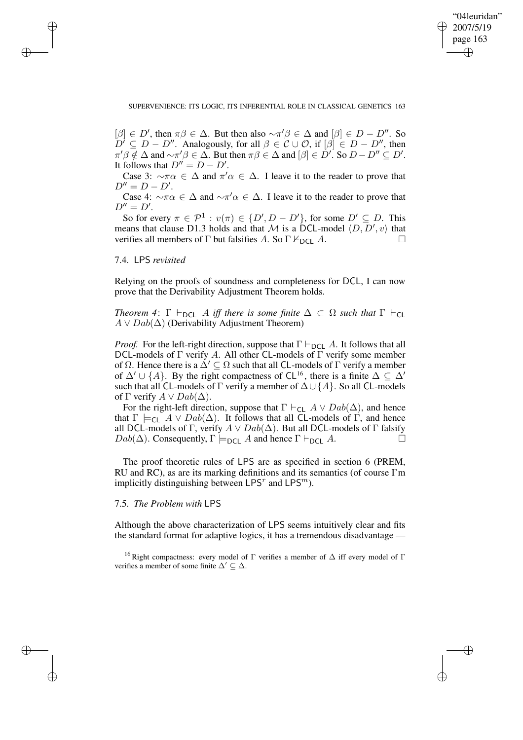$[\beta] \in D'$, then $\pi\beta \in \Delta$. But then also $\sim\pi'\beta \in \Delta$ and $[\beta] \in D - D''$. So $D' \subseteq D - D''$. Analogously, for all $\beta \in \mathcal{C} \cup \mathcal{O}$, if $[\beta] \in D - D''$, then $\pi'\beta \notin \Delta$ and $\sim\pi'\beta \in \Delta$. But then $\pi\beta \in \Delta$ and $[\beta] \in D'$. So $D - D'' \subseteq D'$. It follows that $D'' = D - D'$.

Case 3: $\sim\pi\alpha \in \Delta$ and $\pi'\alpha \in \Delta$. I leave it to the reader to prove that $D'' = D - D'$.

Case 4: $\sim\pi\alpha \in \Delta$ and $\sim\pi'\alpha \in \Delta$. I leave it to the reader to prove that $D'' = D'$.

So for every $\pi \in \mathcal{P}^1 : v(\pi) \in \{D', D - D'\}$, for some $D' \subseteq D$. This means that clause D1.3 holds and that $\mathcal{M}$ is a DCL-model $\langle D, D', v\rangle$ that verifies all members of $\Gamma$ but falsifies $A$. So $\Gamma \nvdash_{\mathsf{DCL}} A$. □

### 7.4. LPS *revisited*

Relying on the proofs of soundness and completeness for DCL, I can now prove that the Derivability Adjustment Theorem holds.

*Theorem 4*: $\Gamma \vdash_{\mathsf{DCL}} A$ *iff there is some finite* $\Delta \subset \Omega$ *such that* $\Gamma \vdash_{\mathsf{CL}} A \vee Dab(\Delta)$ (Derivability Adjustment Theorem)

*Proof.* For the left-right direction, suppose that $\Gamma \vdash_{\mathsf{DCL}} A$. It follows that all DCL-models of $\Gamma$ verify $A$. All other CL-models of $\Gamma$ verify some member of $\Omega$. Hence there is a $\Delta' \subseteq \Omega$ such that all CL-models of $\Gamma$ verify a member of $\Delta' \cup \{A\}$. By the right compactness of CL[16], there is a finite $\Delta \subseteq \Delta'$ such that all CL-models of $\Gamma$ verify a member of $\Delta \cup \{A\}$. So all CL-models of $\Gamma$ verify $A \vee Dab(\Delta)$.

For the right-left direction, suppose that $\Gamma \vdash_{\mathsf{CL}} A \vee Dab(\Delta)$, and hence that $\Gamma \models_{\mathsf{CL}} A \vee Dab(\Delta)$. It follows that all CL-models of $\Gamma$, and hence all DCL-models of $\Gamma$, verify $A \vee Dab(\Delta)$. But all DCL-models of $\Gamma$ falsify $Dab(\Delta)$. Consequently, $\Gamma \models_{\mathsf{DCL}} A$ and hence $\Gamma \vdash_{\mathsf{DCL}} A$. □

The proof theoretic rules of LPS are as specified in section 6 (PREM, RU and RC), as are its marking definitions and its semantics (of course I'm implicitly distinguishing between $\mathsf{LPS}^r$ and $\mathsf{LPS}^m$).

### 7.5. *The Problem with* LPS

Although the above characterization of LPS seems intuitively clear and fits the standard format for adaptive logics, it has a tremendous disadvantage —

[16] Right compactness: every model of $\Gamma$ verifies a member of $\Delta$ iff every model of $\Gamma$ verifies a member of some finite $\Delta' \subseteq \Delta$.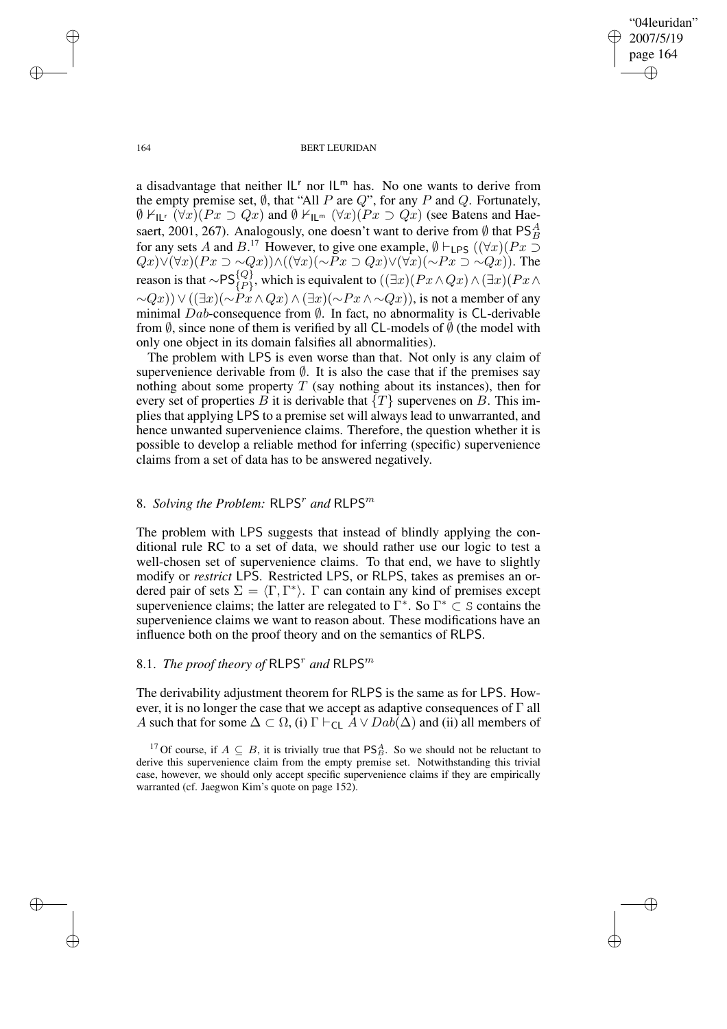a disadvantage that neither $\mathsf{IL}^{\mathsf{r}}$ nor $\mathsf{IL}^{\mathsf{m}}$ has. No one wants to derive from the empty premise set, $\emptyset$, that "All $P$ are $Q$", for any $P$ and $Q$. Fortunately, $\emptyset \nvdash_{\mathsf{IL}^{\mathsf{r}}} (\forall x)(Px \supset Qx)$ and $\emptyset \nvdash_{\mathsf{IL}^{\mathsf{m}}} (\forall x)(Px \supset Qx)$ (see Batens and Haesaert, 2001, 267). Analogously, one doesn't want to derive from $\emptyset$ that $\mathsf{PS}^{A}_{B}$ for any sets $A$ and $B$.[17] However, to give one example, $\emptyset \vdash_{\mathsf{LPS}} ((\forall x)(Px \supset Qx) \vee (\forall x)(Px \supset \sim Qx)) \wedge ((\forall x)(\sim Px \supset Qx) \vee (\forall x)(\sim Px \supset \sim Qx))$. The reason is that $\sim\mathsf{PS}^{\{Q\}}_{\{P\}}$, which is equivalent to $((\exists x)(Px \wedge Qx) \wedge (\exists x)(Px \wedge \sim Qx)) \vee ((\exists x)(\sim Px \wedge Qx) \wedge (\exists x)(\sim Px \wedge \sim Qx))$, is not a member of any minimal $Dab$-consequence from $\emptyset$. In fact, no abnormality is $\mathsf{CL}$-derivable from $\emptyset$, since none of them is verified by all $\mathsf{CL}$-models of $\emptyset$ (the model with only one object in its domain falsifies all abnormalities).

The problem with $\mathsf{LPS}$ is even worse than that. Not only is any claim of supervenience derivable from $\emptyset$. It is also the case that if the premises say nothing about some property $T$ (say nothing about its instances), then for every set of properties $B$ it is derivable that $\{T\}$ supervenes on $B$. This implies that applying $\mathsf{LPS}$ to a premise set will always lead to unwarranted, and hence unwanted supervenience claims. Therefore, the question whether it is possible to develop a reliable method for inferring (specific) supervenience claims from a set of data has to be answered negatively.

## 8. *Solving the Problem:* $\mathsf{RLPS}^{r}$ *and* $\mathsf{RLPS}^{m}$

The problem with $\mathsf{LPS}$ suggests that instead of blindly applying the conditional rule RC to a set of data, we should rather use our logic to test a well-chosen set of supervenience claims. To that end, we have to slightly modify or *restrict* $\mathsf{LPS}$. Restricted $\mathsf{LPS}$, or $\mathsf{RLPS}$, takes as premises an ordered pair of sets $\Sigma = \langle \Gamma, \Gamma^{*} \rangle$. $\Gamma$ can contain any kind of premises except supervenience claims; the latter are relegated to $\Gamma^{*}$. So $\Gamma^{*} \subset \mathbb{S}$ contains the supervenience claims we want to reason about. These modifications have an influence both on the proof theory and on the semantics of $\mathsf{RLPS}$.

### 8.1. *The proof theory of* $\mathsf{RLPS}^{r}$ *and* $\mathsf{RLPS}^{m}$

The derivability adjustment theorem for $\mathsf{RLPS}$ is the same as for $\mathsf{LPS}$. However, it is no longer the case that we accept as adaptive consequences of $\Gamma$ all $A$ such that for some $\Delta \subset \Omega$, (i) $\Gamma \vdash_{\mathsf{CL}} A \vee Dab(\Delta)$ and (ii) all members of

[17] Of course, if $A \subseteq B$, it is trivially true that $\mathsf{PS}^{A}_{B}$. So we should not be reluctant to derive this supervenience claim from the empty premise set. Notwithstanding this trivial case, however, we should only accept specific supervenience claims if they are empirically warranted (cf. Jaegwon Kim's quote on page 152).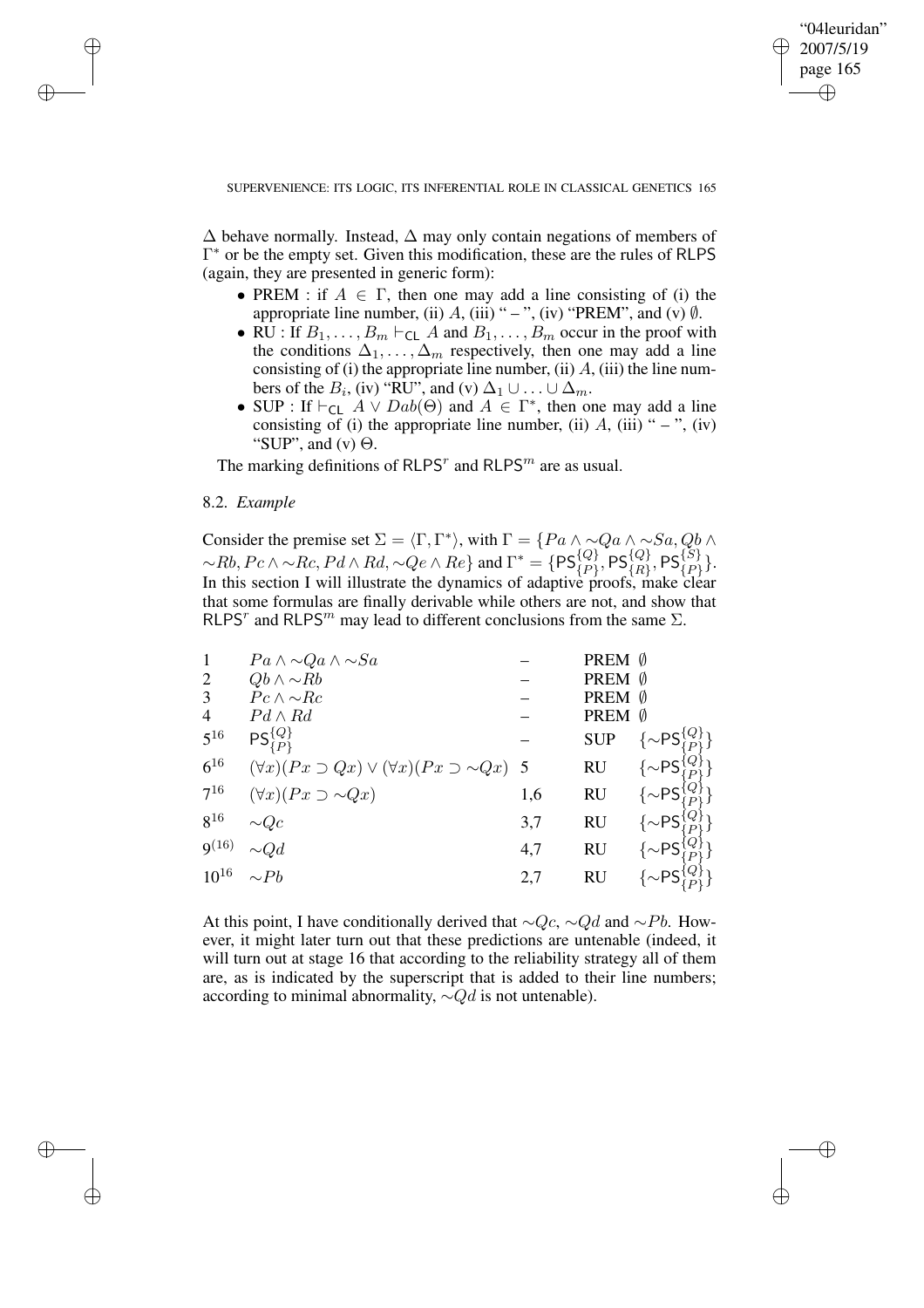$\Delta$ behave normally. Instead, $\Delta$ may only contain negations of members of $\Gamma^*$ or be the empty set. Given this modification, these are the rules of RLPS (again, they are presented in generic form):

- PREM : if $A \in \Gamma$, then one may add a line consisting of (i) the appropriate line number, (ii) $A$, (iii) " – ", (iv) "PREM", and (v) $\emptyset$.
- RU : If $B_1, \ldots, B_m \vdash_{\mathsf{CL}} A$ and $B_1, \ldots, B_m$ occur in the proof with the conditions $\Delta_1, \ldots, \Delta_m$ respectively, then one may add a line consisting of (i) the appropriate line number, (ii) $A$, (iii) the line numbers of the $B_i$, (iv) "RU", and (v) $\Delta_1 \cup \ldots \cup \Delta_m$.
- SUP : If $\vdash_{\mathsf{CL}} A \vee Dab(\Theta)$ and $A \in \Gamma^*$, then one may add a line consisting of (i) the appropriate line number, (ii) $A$, (iii) " – ", (iv) "SUP", and (v) $\Theta$.

The marking definitions of $\mathsf{RLPS}^r$ and $\mathsf{RLPS}^m$ are as usual.

### 8.2. *Example*

Consider the premise set $\Sigma = \langle \Gamma, \Gamma^* \rangle$, with $\Gamma = \{Pa \wedge {\sim}Qa \wedge {\sim}Sa, Qb \wedge {\sim}Rb, Pc \wedge {\sim}Rc, Pd \wedge Rd, {\sim}Qe \wedge Re\}$ and $\Gamma^* = \{\mathsf{PS}^{\{Q\}}_{\{P\}}, \mathsf{PS}^{\{Q\}}_{\{R\}}, \mathsf{PS}^{\{S\}}_{\{P\}}\}$. In this section I will illustrate the dynamics of adaptive proofs, make clear that some formulas are finally derivable while others are not, and show that $\mathsf{RLPS}^r$ and $\mathsf{RLPS}^m$ may lead to different conclusions from the same $\Sigma$.

| | | | | |
|---|---|---|---|---|
| 1 | $Pa \wedge {\sim}Qa \wedge {\sim}Sa$ | – | PREM | $\emptyset$ |
| 2 | $Qb \wedge {\sim}Rb$ | – | PREM | $\emptyset$ |
| 3 | $Pc \wedge {\sim}Rc$ | – | PREM | $\emptyset$ |
| 4 | $Pd \wedge Rd$ | – | PREM | $\emptyset$ |
| $5^{16}$ | $\mathsf{PS}^{\{Q\}}_{\{P\}}$ | – | SUP | $\{{\sim}\mathsf{PS}^{\{Q\}}_{\{P\}}\}$ |
| $6^{16}$ | $(\forall x)(Px \supset Qx) \vee (\forall x)(Px \supset {\sim}Qx)$ | 5 | RU | $\{{\sim}\mathsf{PS}^{\{Q\}}_{\{P\}}\}$ |
| $7^{16}$ | $(\forall x)(Px \supset {\sim}Qx)$ | 1,6 | RU | $\{{\sim}\mathsf{PS}^{\{Q\}}_{\{P\}}\}$ |
| $8^{16}$ | ${\sim}Qc$ | 3,7 | RU | $\{{\sim}\mathsf{PS}^{\{Q\}}_{\{P\}}\}$ |
| $9^{(16)}$ | ${\sim}Qd$ | 4,7 | RU | $\{{\sim}\mathsf{PS}^{\{Q\}}_{\{P\}}\}$ |
| $10^{16}$ | ${\sim}Pb$ | 2,7 | RU | $\{{\sim}\mathsf{PS}^{\{Q\}}_{\{P\}}\}$ |

At this point, I have conditionally derived that ${\sim}Qc$, ${\sim}Qd$ and ${\sim}Pb$. However, it might later turn out that these predictions are untenable (indeed, it will turn out at stage 16 that according to the reliability strategy all of them are, as is indicated by the superscript that is added to their line numbers; according to minimal abnormality, ${\sim}Qd$ is not untenable).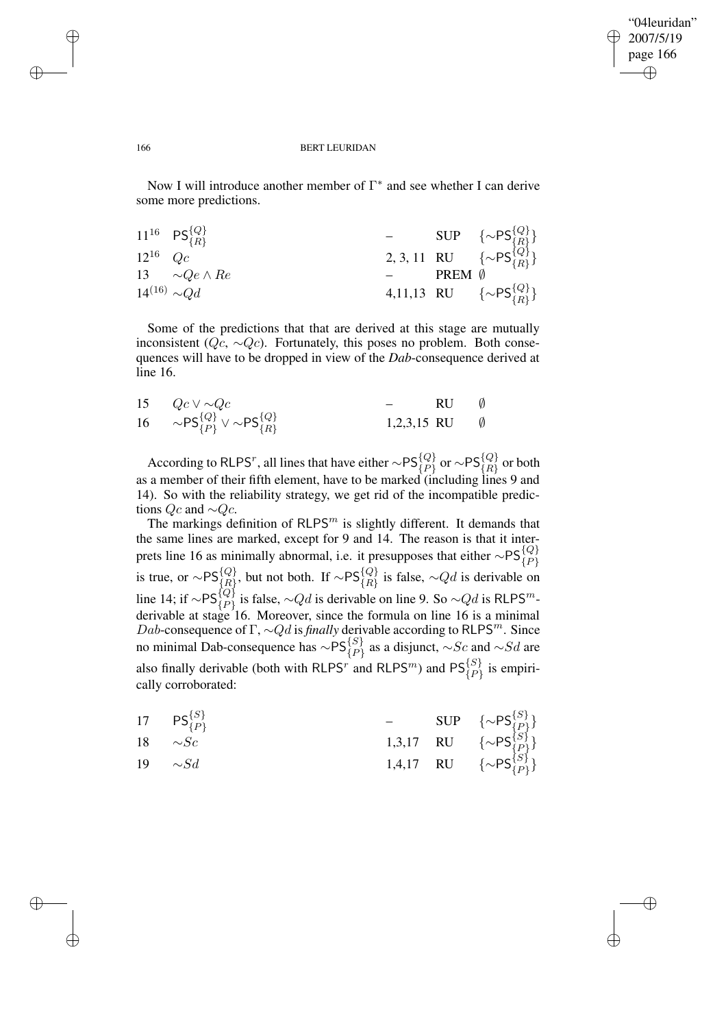Now I will introduce another member of $\Gamma^*$ and see whether I can derive some more predictions.

| | | | | |
|---|---|---|---|---|
| $11^{16}$ | $\mathsf{PS}^{\{Q\}}_{\{R\}}$ | – | SUP | $\{\sim\mathsf{PS}^{\{Q\}}_{\{R\}}\}$ |
| $12^{16}$ | $Qc$ | 2, 3, 11 | RU | $\{\sim\mathsf{PS}^{\{Q\}}_{\{R\}}\}$ |
| 13 | $\sim Qe \wedge Re$ | – | PREM | $\emptyset$ |
| $14^{(16)}$ | $\sim Qd$ | 4,11,13 | RU | $\{\sim\mathsf{PS}^{\{Q\}}_{\{R\}}\}$ |

Some of the predictions that that are derived at this stage are mutually inconsistent ($Qc$, $\sim Qc$). Fortunately, this poses no problem. Both consequences will have to be dropped in view of the *Dab*-consequence derived at line 16.

| | | | | |
|---|---|---|---|---|
| 15 | $Qc \vee \sim Qc$ | – | RU | $\emptyset$ |
| 16 | $\sim\mathsf{PS}^{\{Q\}}_{\{P\}} \vee \sim\mathsf{PS}^{\{Q\}}_{\{R\}}$ | 1,2,3,15 | RU | $\emptyset$ |

According to $\mathsf{RLPS}^r$, all lines that have either $\sim\mathsf{PS}^{\{Q\}}_{\{P\}}$ or $\sim\mathsf{PS}^{\{Q\}}_{\{R\}}$ or both as a member of their fifth element, have to be marked (including lines 9 and 14). So with the reliability strategy, we get rid of the incompatible predictions $Qc$ and $\sim Qc$.

The markings definition of $\mathsf{RLPS}^m$ is slightly different. It demands that the same lines are marked, except for 9 and 14. The reason is that it interprets line 16 as minimally abnormal, i.e. it presupposes that either $\sim\mathsf{PS}^{\{Q\}}_{\{P\}}$ is true, or $\sim\mathsf{PS}^{\{Q\}}_{\{R\}}$, but not both. If $\sim\mathsf{PS}^{\{Q\}}_{\{R\}}$ is false, $\sim Qd$ is derivable on line 14; if $\sim\mathsf{PS}^{\{Q\}}_{\{P\}}$ is false, $\sim Qd$ is derivable on line 9. So $\sim Qd$ is $\mathsf{RLPS}^m$-derivable at stage 16. Moreover, since the formula on line 16 is a minimal $Dab$-consequence of $\Gamma$, $\sim Qd$ is *finally* derivable according to $\mathsf{RLPS}^m$. Since no minimal Dab-consequence has $\sim\mathsf{PS}^{\{S\}}_{\{P\}}$ as a disjunct, $\sim Sc$ and $\sim Sd$ are also finally derivable (both with $\mathsf{RLPS}^r$ and $\mathsf{RLPS}^m$) and $\mathsf{PS}^{\{S\}}_{\{P\}}$ is empirically corroborated:

| | | | | |
|---|---|---|---|---|
| 17 | $\mathsf{PS}^{\{S\}}_{\{P\}}$ | – | SUP | $\{\sim\mathsf{PS}^{\{S\}}_{\{P\}}\}$ |
| 18 | $\sim Sc$ | 1,3,17 | RU | $\{\sim\mathsf{PS}^{\{S\}}_{\{P\}}\}$ |
| 19 | $\sim Sd$ | 1,4,17 | RU | $\{\sim\mathsf{PS}^{\{S\}}_{\{P\}}\}$ |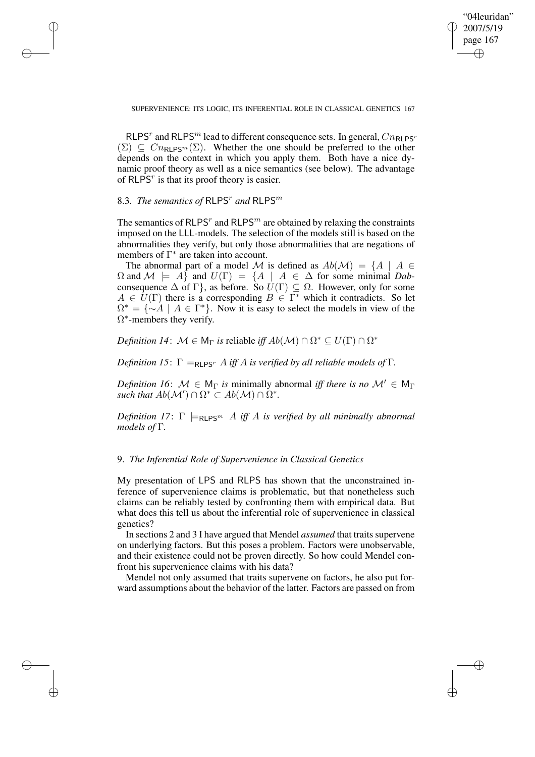$\mathsf{RLPS}^r$ and $\mathsf{RLPS}^m$ lead to different consequence sets. In general, $Cn_{\mathsf{RLPS}^r}(\Sigma) \subseteq Cn_{\mathsf{RLPS}^m}(\Sigma)$. Whether the one should be preferred to the other depends on the context in which you apply them. Both have a nice dynamic proof theory as well as a nice semantics (see below). The advantage of $\mathsf{RLPS}^r$ is that its proof theory is easier.

### 8.3. *The semantics of* $\mathsf{RLPS}^r$ *and* $\mathsf{RLPS}^m$

The semantics of $\mathsf{RLPS}^r$ and $\mathsf{RLPS}^m$ are obtained by relaxing the constraints imposed on the LLL-models. The selection of the models still is based on the abnormalities they verify, but only those abnormalities that are negations of members of $\Gamma^*$ are taken into account.

The abnormal part of a model $\mathcal{M}$ is defined as $Ab(\mathcal{M}) = \{A \mid A \in \Omega \text{ and } \mathcal{M} \models A\}$ and $U(\Gamma) = \{A \mid A \in \Delta$ for some minimal *Dab*-consequence $\Delta$ of $\Gamma\}$, as before. So $U(\Gamma) \subseteq \Omega$. However, only for some $A \in U(\Gamma)$ there is a corresponding $B \in \Gamma^*$ which it contradicts. So let $\Omega^* = \{\sim A \mid A \in \Gamma^*\}$. Now it is easy to select the models in view of the $\Omega^*$-members they verify.

*Definition 14*: $\mathcal{M} \in \mathsf{M}_\Gamma$ *is* reliable *iff* $Ab(\mathcal{M}) \cap \Omega^* \subseteq U(\Gamma) \cap \Omega^*$

*Definition 15*: $\Gamma \models_{\mathsf{RLPS}^r} A$ *iff* $A$ *is verified by all reliable models of* $\Gamma$.

*Definition 16*: $\mathcal{M} \in \mathsf{M}_\Gamma$ *is* minimally abnormal *iff there is no* $\mathcal{M}' \in \mathsf{M}_\Gamma$ *such that* $Ab(\mathcal{M}') \cap \Omega^* \subset Ab(\mathcal{M}) \cap \Omega^*$.

*Definition 17*: $\Gamma \models_{\mathsf{RLPS}^m} A$ *iff* $A$ *is verified by all minimally abnormal models of* $\Gamma$.

## 9. *The Inferential Role of Supervenience in Classical Genetics*

My presentation of LPS and RLPS has shown that the unconstrained inference of supervenience claims is problematic, but that nonetheless such claims can be reliably tested by confronting them with empirical data. But what does this tell us about the inferential role of supervenience in classical genetics?

In sections 2 and 3 I have argued that Mendel *assumed* that traits supervene on underlying factors. But this poses a problem. Factors were unobservable, and their existence could not be proven directly. So how could Mendel confront his supervenience claims with his data?

Mendel not only assumed that traits supervene on factors, he also put forward assumptions about the behavior of the latter. Factors are passed on from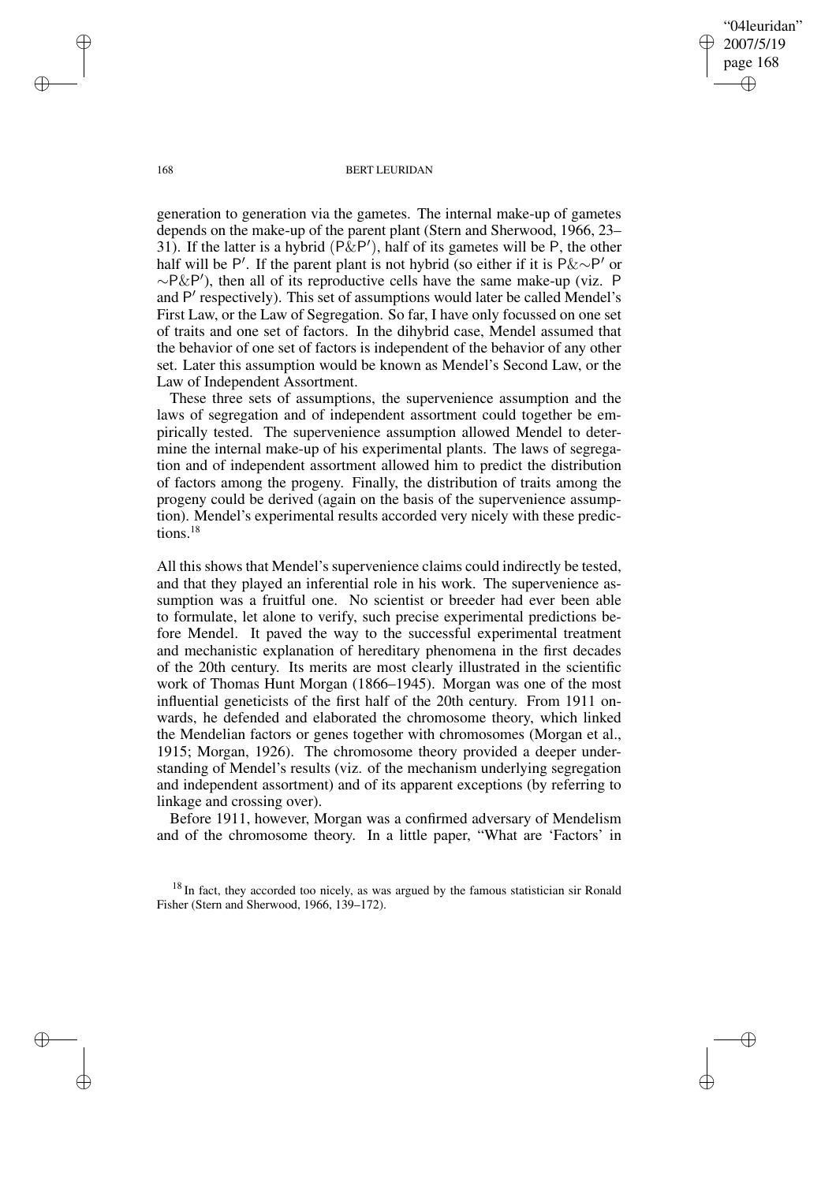generation to generation via the gametes. The internal make-up of gametes depends on the make-up of the parent plant (Stern and Sherwood, 1966, 23–31). If the latter is a hybrid ($\mathsf{P}\&\mathsf{P}'$), half of its gametes will be $\mathsf{P}$, the other half will be $\mathsf{P}'$. If the parent plant is not hybrid (so either if it is $\mathsf{P}\&{\sim}\mathsf{P}'$ or ${\sim}\mathsf{P}\&\mathsf{P}'$), then all of its reproductive cells have the same make-up (viz. $\mathsf{P}$ and $\mathsf{P}'$ respectively). This set of assumptions would later be called Mendel's First Law, or the Law of Segregation. So far, I have only focussed on one set of traits and one set of factors. In the dihybrid case, Mendel assumed that the behavior of one set of factors is independent of the behavior of any other set. Later this assumption would be known as Mendel's Second Law, or the Law of Independent Assortment.

These three sets of assumptions, the supervenience assumption and the laws of segregation and of independent assortment could together be empirically tested. The supervenience assumption allowed Mendel to determine the internal make-up of his experimental plants. The laws of segregation and of independent assortment allowed him to predict the distribution of factors among the progeny. Finally, the distribution of traits among the progeny could be derived (again on the basis of the supervenience assumption). Mendel's experimental results accorded very nicely with these predictions.[18]

All this shows that Mendel's supervenience claims could indirectly be tested, and that they played an inferential role in his work. The supervenience assumption was a fruitful one. No scientist or breeder had ever been able to formulate, let alone to verify, such precise experimental predictions before Mendel. It paved the way to the successful experimental treatment and mechanistic explanation of hereditary phenomena in the first decades of the 20th century. Its merits are most clearly illustrated in the scientific work of Thomas Hunt Morgan (1866–1945). Morgan was one of the most influential geneticists of the first half of the 20th century. From 1911 onwards, he defended and elaborated the chromosome theory, which linked the Mendelian factors or genes together with chromosomes (Morgan et al., 1915; Morgan, 1926). The chromosome theory provided a deeper understanding of Mendel's results (viz. of the mechanism underlying segregation and independent assortment) and of its apparent exceptions (by referring to linkage and crossing over).

Before 1911, however, Morgan was a confirmed adversary of Mendelism and of the chromosome theory. In a little paper, "What are 'Factors' in

[18] In fact, they accorded too nicely, as was argued by the famous statistician sir Ronald Fisher (Stern and Sherwood, 1966, 139–172).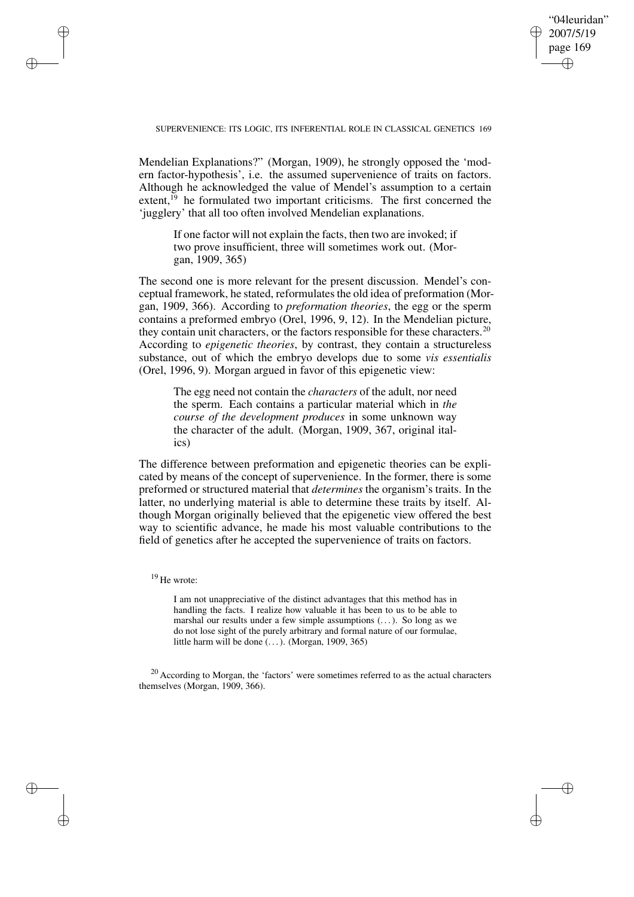Mendelian Explanations?" (Morgan, 1909), he strongly opposed the 'modern factor-hypothesis', i.e. the assumed supervenience of traits on factors. Although he acknowledged the value of Mendel's assumption to a certain extent,[19] he formulated two important criticisms. The first concerned the 'jugglery' that all too often involved Mendelian explanations.

> If one factor will not explain the facts, then two are invoked; if two prove insufficient, three will sometimes work out. (Morgan, 1909, 365)

The second one is more relevant for the present discussion. Mendel's conceptual framework, he stated, reformulates the old idea of preformation (Morgan, 1909, 366). According to *preformation theories*, the egg or the sperm contains a preformed embryo (Orel, 1996, 9, 12). In the Mendelian picture, they contain unit characters, or the factors responsible for these characters.[20] According to *epigenetic theories*, by contrast, they contain a structureless substance, out of which the embryo develops due to some *vis essentialis* (Orel, 1996, 9). Morgan argued in favor of this epigenetic view:

> The egg need not contain the *characters* of the adult, nor need the sperm. Each contains a particular material which in *the course of the development produces* in some unknown way the character of the adult. (Morgan, 1909, 367, original italics)

The difference between preformation and epigenetic theories can be explicated by means of the concept of supervenience. In the former, there is some preformed or structured material that *determines* the organism's traits. In the latter, no underlying material is able to determine these traits by itself. Although Morgan originally believed that the epigenetic view offered the best way to scientific advance, he made his most valuable contributions to the field of genetics after he accepted the supervenience of traits on factors.

[19] He wrote:

> I am not unappreciative of the distinct advantages that this method has in handling the facts. I realize how valuable it has been to us to be able to marshal our results under a few simple assumptions (...). So long as we do not lose sight of the purely arbitrary and formal nature of our formulae, little harm will be done (...). (Morgan, 1909, 365)

[20] According to Morgan, the 'factors' were sometimes referred to as the actual characters themselves (Morgan, 1909, 366).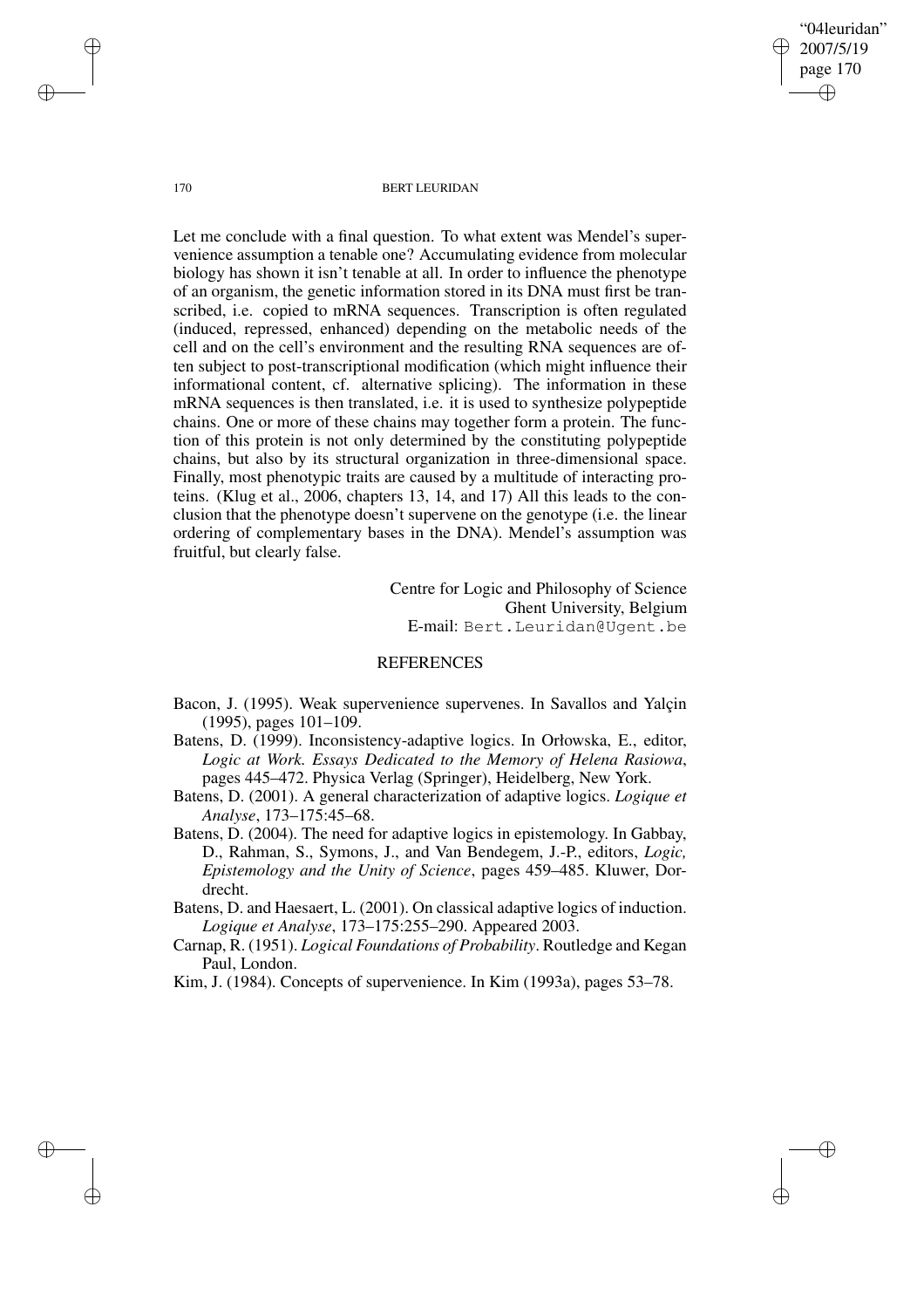Let me conclude with a final question. To what extent was Mendel's supervenience assumption a tenable one? Accumulating evidence from molecular biology has shown it isn't tenable at all. In order to influence the phenotype of an organism, the genetic information stored in its DNA must first be transcribed, i.e. copied to mRNA sequences. Transcription is often regulated (induced, repressed, enhanced) depending on the metabolic needs of the cell and on the cell's environment and the resulting RNA sequences are often subject to post-transcriptional modification (which might influence their informational content, cf. alternative splicing). The information in these mRNA sequences is then translated, i.e. it is used to synthesize polypeptide chains. One or more of these chains may together form a protein. The function of this protein is not only determined by the constituting polypeptide chains, but also by its structural organization in three-dimensional space. Finally, most phenotypic traits are caused by a multitude of interacting proteins. (Klug et al., 2006, chapters 13, 14, and 17) All this leads to the conclusion that the phenotype doesn't supervene on the genotype (i.e. the linear ordering of complementary bases in the DNA). Mendel's assumption was fruitful, but clearly false.

Centre for Logic and Philosophy of Science
Ghent University, Belgium
E-mail: Bert.Leuridan@Ugent.be

## REFERENCES

Bacon, J. (1995). Weak supervenience supervenes. In Savallos and Yalçin (1995), pages 101–109.

Batens, D. (1999). Inconsistency-adaptive logics. In Orłowska, E., editor, *Logic at Work. Essays Dedicated to the Memory of Helena Rasiowa*, pages 445–472. Physica Verlag (Springer), Heidelberg, New York.

Batens, D. (2001). A general characterization of adaptive logics. *Logique et Analyse*, 173–175:45–68.

Batens, D. (2004). The need for adaptive logics in epistemology. In Gabbay, D., Rahman, S., Symons, J., and Van Bendegem, J.-P., editors, *Logic, Epistemology and the Unity of Science*, pages 459–485. Kluwer, Dordrecht.

Batens, D. and Haesaert, L. (2001). On classical adaptive logics of induction. *Logique et Analyse*, 173–175:255–290. Appeared 2003.

Carnap, R. (1951). *Logical Foundations of Probability*. Routledge and Kegan Paul, London.

Kim, J. (1984). Concepts of supervenience. In Kim (1993a), pages 53–78.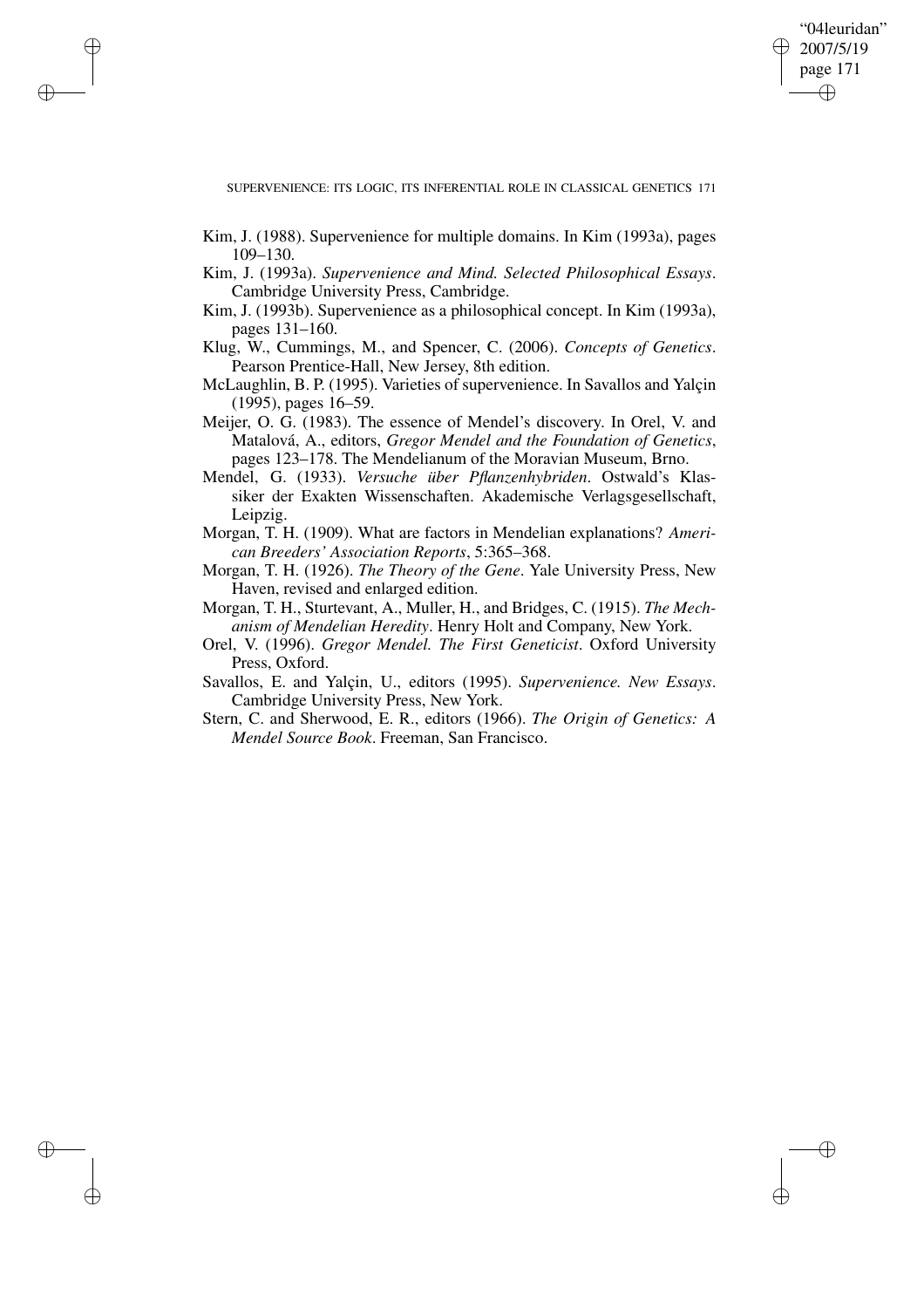Kim, J. (1988). Supervenience for multiple domains. In Kim (1993a), pages 109–130.

Kim, J. (1993a). *Supervenience and Mind. Selected Philosophical Essays*. Cambridge University Press, Cambridge.

Kim, J. (1993b). Supervenience as a philosophical concept. In Kim (1993a), pages 131–160.

Klug, W., Cummings, M., and Spencer, C. (2006). *Concepts of Genetics*. Pearson Prentice-Hall, New Jersey, 8th edition.

McLaughlin, B. P. (1995). Varieties of supervenience. In Savallos and Yalçin (1995), pages 16–59.

Meijer, O. G. (1983). The essence of Mendel's discovery. In Orel, V. and Matalová, A., editors, *Gregor Mendel and the Foundation of Genetics*, pages 123–178. The Mendelianum of the Moravian Museum, Brno.

Mendel, G. (1933). *Versuche über Pflanzenhybriden*. Ostwald's Klassiker der Exakten Wissenschaften. Akademische Verlagsgesellschaft, Leipzig.

Morgan, T. H. (1909). What are factors in Mendelian explanations? *American Breeders' Association Reports*, 5:365–368.

Morgan, T. H. (1926). *The Theory of the Gene*. Yale University Press, New Haven, revised and enlarged edition.

Morgan, T. H., Sturtevant, A., Muller, H., and Bridges, C. (1915). *The Mechanism of Mendelian Heredity*. Henry Holt and Company, New York.

Orel, V. (1996). *Gregor Mendel. The First Geneticist*. Oxford University Press, Oxford.

Savallos, E. and Yalçin, U., editors (1995). *Supervenience. New Essays*. Cambridge University Press, New York.

Stern, C. and Sherwood, E. R., editors (1966). *The Origin of Genetics: A Mendel Source Book*. Freeman, San Francisco.